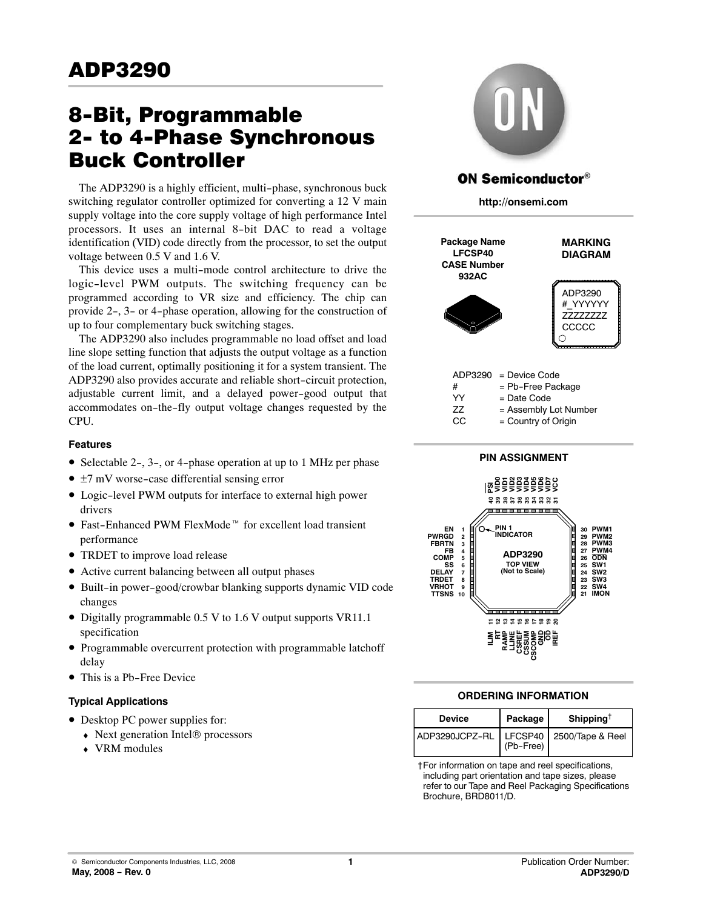# ADP3290

# 8-Bit, Programmable 2- to 4-Phase Synchronous Buck Controller

The ADP3290 is a highly efficient, multi-phase, synchronous buck switching regulator controller optimized for converting a 12 V main supply voltage into the core supply voltage of high performance Intel processors. It uses an internal 8-bit DAC to read a voltage identification (VID) code directly from the processor, to set the output voltage between 0.5 V and 1.6 V.

This device uses a multi-mode control architecture to drive the logic-level PWM outputs. The switching frequency can be programmed according to VR size and efficiency. The chip can provide 2-, 3- or 4-phase operation, allowing for the construction of up to four complementary buck switching stages.

The ADP3290 also includes programmable no load offset and load line slope setting function that adjusts the output voltage as a function of the load current, optimally positioning it for a system transient. The ADP3290 also provides accurate and reliable short-circuit protection, adjustable current limit, and a delayed power-good output that accommodates on-the-fly output voltage changes requested by the CPU.

### Features

- Selectable 2-, 3-, or 4-phase operation at up to 1 MHz per phase
- ±7 mV worse-case differential sensing error
- Logic-level PWM outputs for interface to external high power drivers
- Fast-Enhanced PWM FlexMode™ for excellent load transient performance
- TRDET to improve load release
- Active current balancing between all output phases
- Built-in power-good/crowbar blanking supports dynamic VID code changes
- Digitally programmable 0.5 V to 1.6 V output supports VR11.1 specification
- Programmable overcurrent protection with programmable latchoff delay
- This is a Pb-Free Device

### Typical Applications

- Desktop PC power supplies for:
  - Next generation Intel® processors
  - VRM modules

**ON Semiconductor®**

**http://onsemi.com**

**Package Name**
**LFCSP40**
**CASE Number**
**932AC**

**MARKING DIAGRAM**

ADP3290
#_YYYYYY
ZZZZZZZ
CCCCC

| | |
|---|---|
| ADP3290 | = Device Code |
| # | = Pb-Free Package |
| YY | = Date Code |
| ZZ | = Assembly Lot Number |
| CC | = Country of Origin |

### PIN ASSIGNMENT

ADP3290 TOP VIEW (Not to Scale)

| Pin | Name | Pin | Name | Pin | Name | Pin | Name |
|---|---|---|---|---|---|---|---|
| 1 | EN | 11 | ILIM | 21 | IMON | 31 | VCC |
| 2 | PWRGD | 12 | RT | 22 | SW4 | 32 | VID7 |
| 3 | FBRTN | 13 | RAMP | 23 | SW3 | 33 | VID6 |
| 4 | FB | 14 | LLINE | 24 | SW2 | 34 | VID5 |
| 5 | COMP | 15 | CSREF | 25 | SW1 | 35 | VID4 |
| 6 | SS | 16 | CSSUM | 26 | ODN | 36 | VID3 |
| 7 | DELAY | 17 | CSCOMP | 27 | PWM4 | 37 | VID2 |
| 8 | TRDET | 18 | GND | 28 | PWM3 | 38 | VID1 |
| 9 | VRHOT | 19 | OD | 29 | PWM2 | 39 | VID0 |
| 10 | TTSNS | 20 | IREF | 30 | PWM1 | 40 | PSI |

### ORDERING INFORMATION

| Device | Package | Shipping† |
|---|---|---|
| ADP3290JCPZ-RL | LFCSP40 (Pb-Free) | 2500/Tape & Reel |

†For information on tape and reel specifications, including part orientation and tape sizes, please refer to our Tape and Reel Packaging Specifications Brochure, BRD8011/D.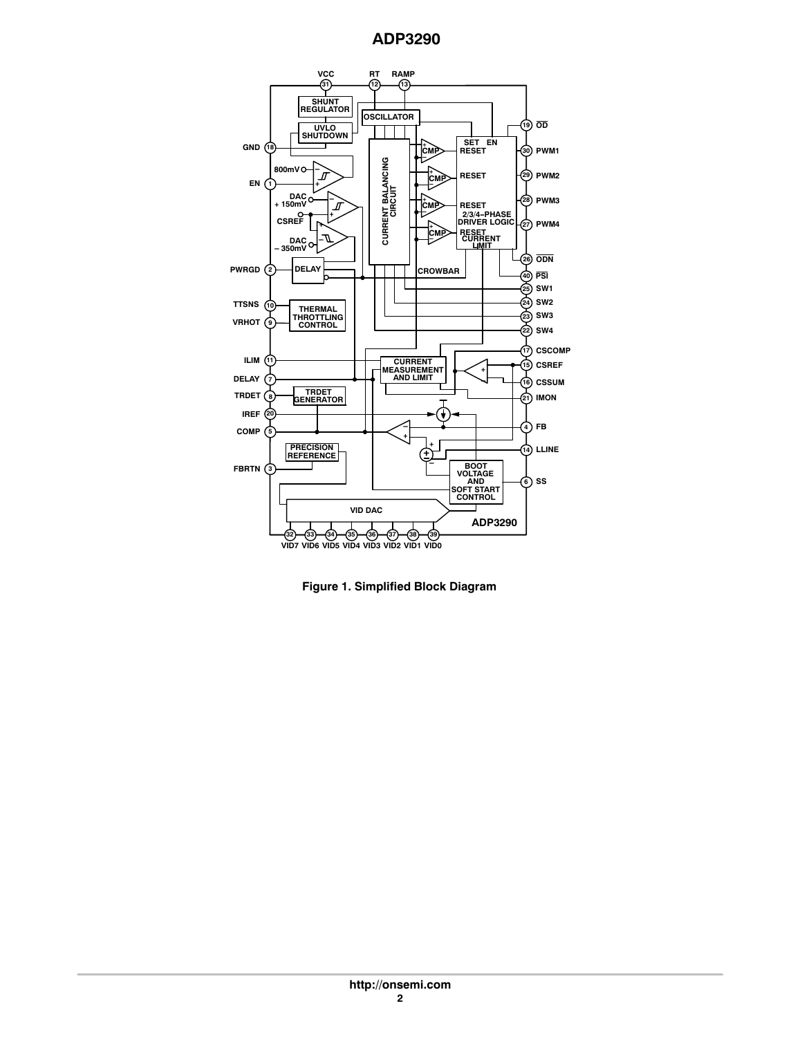Figure 1. Simplified Block Diagram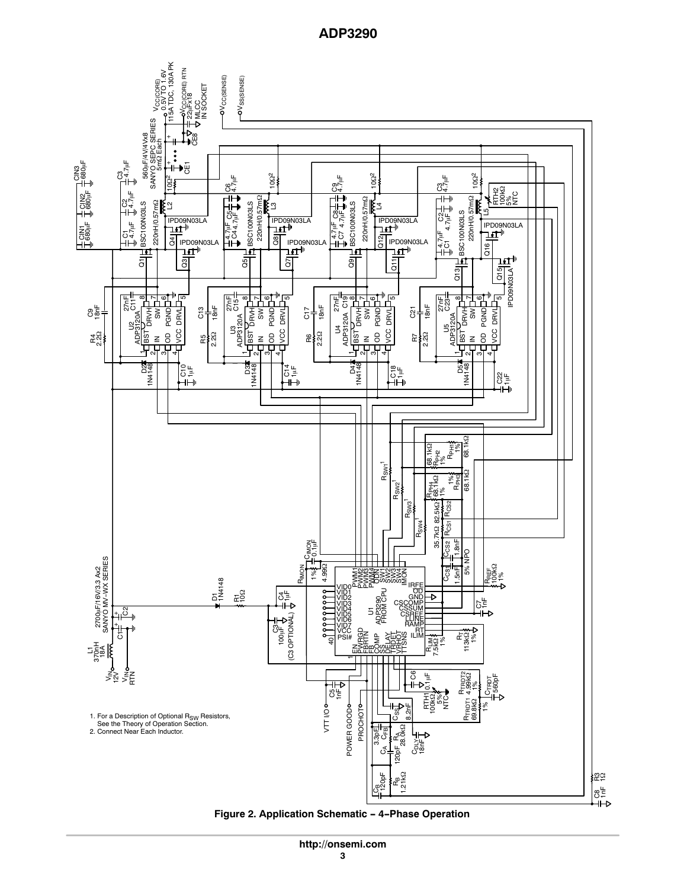1. For a Description of Optional $R_{SW}$ Resistors, See the Theory of Operation Section.
2. Connect Near Each Inductor.

**Figure 2. Application Schematic − 4−Phase Operation**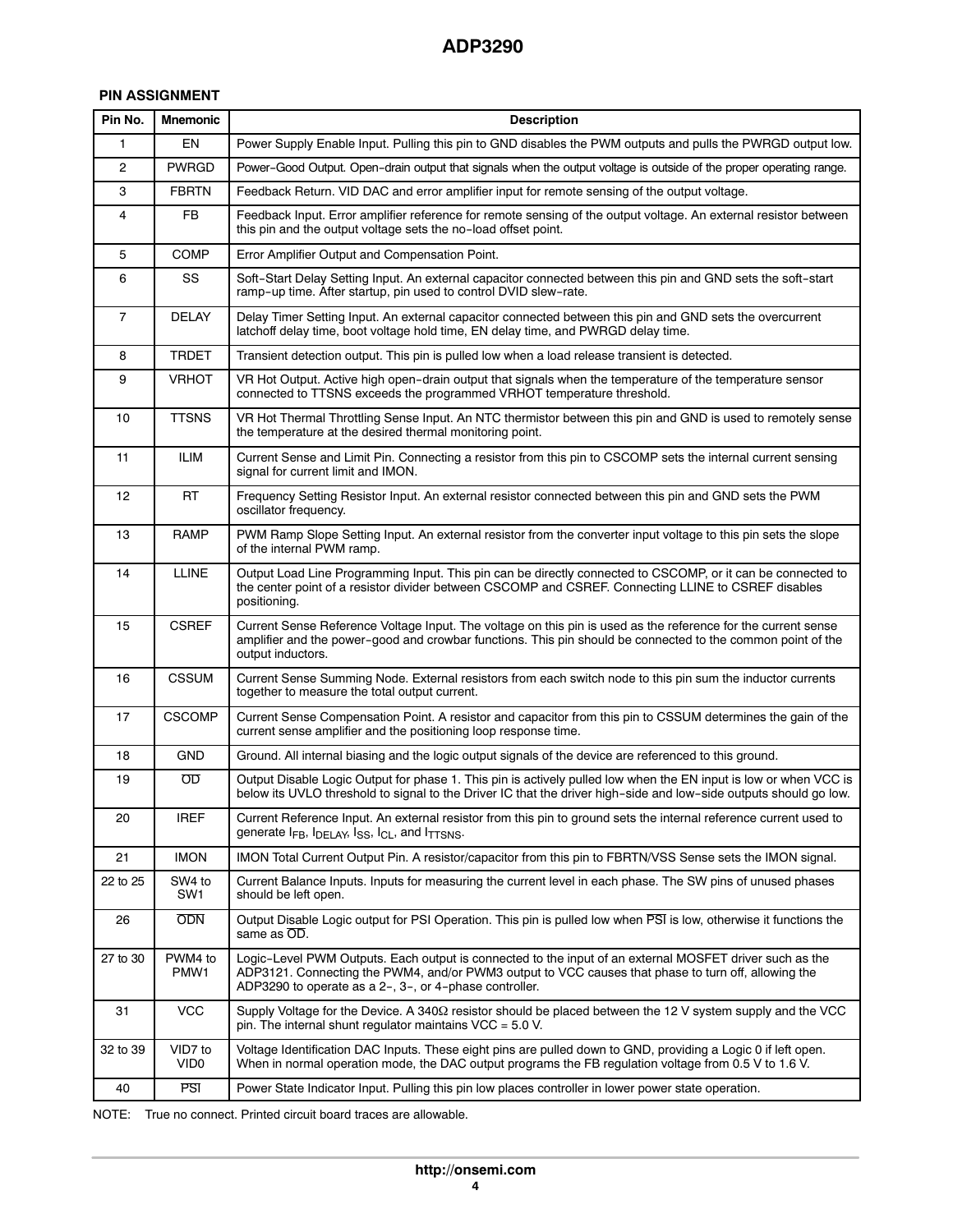## PIN ASSIGNMENT

| Pin No. | Mnemonic | Description |
|---|---|---|
| 1 | EN | Power Supply Enable Input. Pulling this pin to GND disables the PWM outputs and pulls the PWRGD output low. |
| 2 | PWRGD | Power−Good Output. Open−drain output that signals when the output voltage is outside of the proper operating range. |
| 3 | FBRTN | Feedback Return. VID DAC and error amplifier input for remote sensing of the output voltage. |
| 4 | FB | Feedback Input. Error amplifier reference for remote sensing of the output voltage. An external resistor between this pin and the output voltage sets the no−load offset point. |
| 5 | COMP | Error Amplifier Output and Compensation Point. |
| 6 | SS | Soft−Start Delay Setting Input. An external capacitor connected between this pin and GND sets the soft−start ramp−up time. After startup, pin used to control DVID slew−rate. |
| 7 | DELAY | Delay Timer Setting Input. An external capacitor connected between this pin and GND sets the overcurrent latchoff delay time, boot voltage hold time, EN delay time, and PWRGD delay time. |
| 8 | TRDET | Transient detection output. This pin is pulled low when a load release transient is detected. |
| 9 | VRHOT | VR Hot Output. Active high open−drain output that signals when the temperature of the temperature sensor connected to TTSNS exceeds the programmed VRHOT temperature threshold. |
| 10 | TTSNS | VR Hot Thermal Throttling Sense Input. An NTC thermistor between this pin and GND is used to remotely sense the temperature at the desired thermal monitoring point. |
| 11 | ILIM | Current Sense and Limit Pin. Connecting a resistor from this pin to CSCOMP sets the internal current sensing signal for current limit and IMON. |
| 12 | RT | Frequency Setting Resistor Input. An external resistor connected between this pin and GND sets the PWM oscillator frequency. |
| 13 | RAMP | PWM Ramp Slope Setting Input. An external resistor from the converter input voltage to this pin sets the slope of the internal PWM ramp. |
| 14 | LLINE | Output Load Line Programming Input. This pin can be directly connected to CSCOMP, or it can be connected to the center point of a resistor divider between CSCOMP and CSREF. Connecting LLINE to CSREF disables positioning. |
| 15 | CSREF | Current Sense Reference Voltage Input. The voltage on this pin is used as the reference for the current sense amplifier and the power−good and crowbar functions. This pin should be connected to the common point of the output inductors. |
| 16 | CSSUM | Current Sense Summing Node. External resistors from each switch node to this pin sum the inductor currents together to measure the total output current. |
| 17 | CSCOMP | Current Sense Compensation Point. A resistor and capacitor from this pin to CSSUM determines the gain of the current sense amplifier and the positioning loop response time. |
| 18 | GND | Ground. All internal biasing and the logic output signals of the device are referenced to this ground. |
| 19 | $\overline{OD}$ | Output Disable Logic Output for phase 1. This pin is actively pulled low when the EN input is low or when VCC is below its UVLO threshold to signal to the Driver IC that the driver high−side and low−side outputs should go low. |
| 20 | IREF | Current Reference Input. An external resistor from this pin to ground sets the internal reference current used to generate $I_{FB}$, $I_{DELAY}$, $I_{SS}$, $I_{CL}$, and $I_{TTSNS}$. |
| 21 | IMON | IMON Total Current Output Pin. A resistor/capacitor from this pin to FBRTN/VSS Sense sets the IMON signal. |
| 22 to 25 | SW4 to SW1 | Current Balance Inputs. Inputs for measuring the current level in each phase. The SW pins of unused phases should be left open. |
| 26 | $\overline{ODN}$ | Output Disable Logic output for PSI Operation. This pin is pulled low when $\overline{PSI}$ is low, otherwise it functions the same as $\overline{OD}$. |
| 27 to 30 | PWM4 to PMW1 | Logic−Level PWM Outputs. Each output is connected to the input of an external MOSFET driver such as the ADP3121. Connecting the PWM4, and/or PWM3 output to VCC causes that phase to turn off, allowing the ADP3290 to operate as a 2−, 3−, or 4−phase controller. |
| 31 | VCC | Supply Voltage for the Device. A 340Ω resistor should be placed between the 12 V system supply and the VCC pin. The internal shunt regulator maintains VCC = 5.0 V. |
| 32 to 39 | VID7 to VID0 | Voltage Identification DAC Inputs. These eight pins are pulled down to GND, providing a Logic 0 if left open. When in normal operation mode, the DAC output programs the FB regulation voltage from 0.5 V to 1.6 V. |
| 40 | $\overline{PSI}$ | Power State Indicator Input. Pulling this pin low places controller in lower power state operation. |

NOTE: True no connect. Printed circuit board traces are allowable.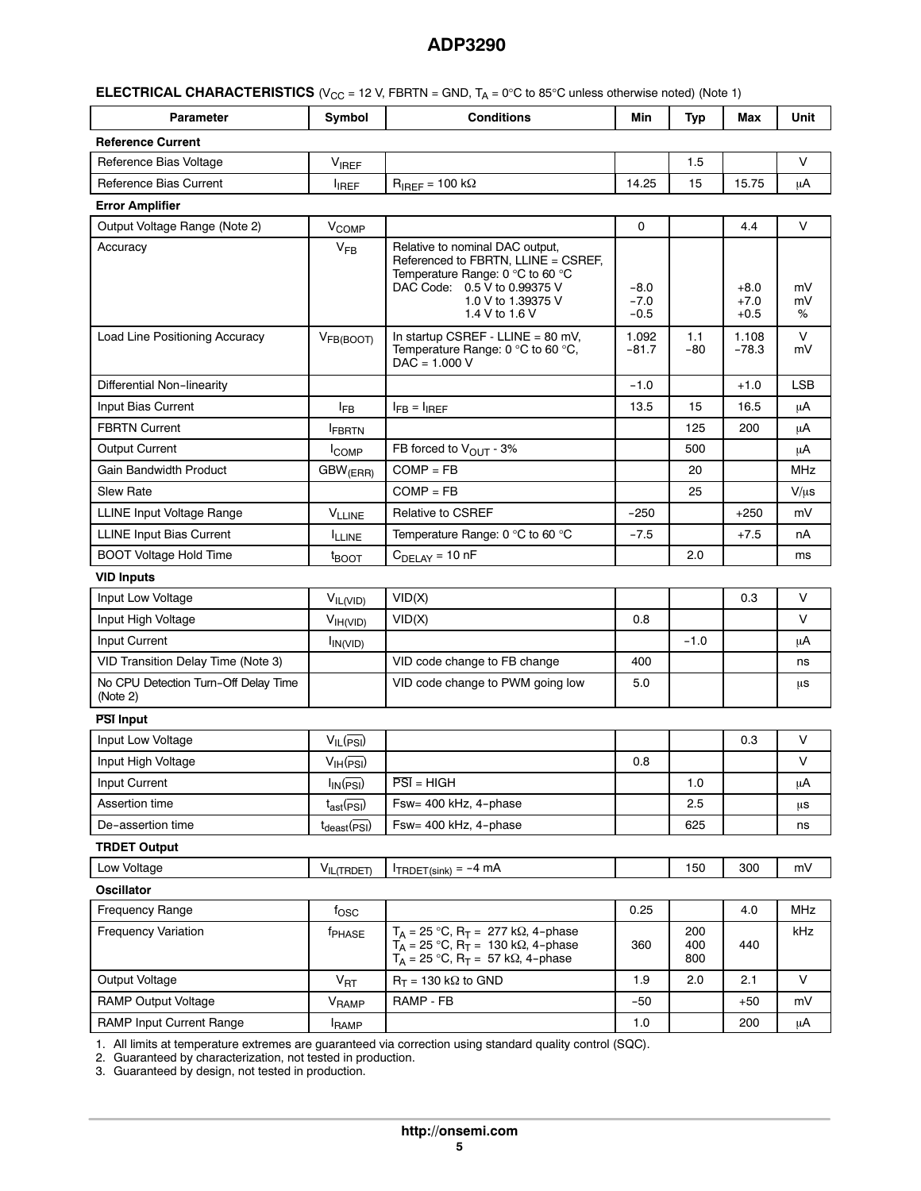**ELECTRICAL CHARACTERISTICS** ($V_{CC}$ = 12 V, FBRTN = GND, $T_A$ = 0°C to 85°C unless otherwise noted) (Note 1)

| Parameter | Symbol | Conditions | Min | Typ | Max | Unit |
|---|---|---|---|---|---|---|
| **Reference Current** | | | | | | |
| Reference Bias Voltage | $V_{IREF}$ | | | 1.5 | | V |
| Reference Bias Current | $I_{IREF}$ | $R_{IREF}$ = 100 kΩ | 14.25 | 15 | 15.75 | μA |
| **Error Amplifier** | | | | | | |
| Output Voltage Range (Note 2) | $V_{COMP}$ | | 0 | | 4.4 | V |
| Accuracy | $V_{FB}$ | Relative to nominal DAC output, Referenced to FBRTN, LLINE = CSREF, Temperature Range: 0 °C to 60 °C<br>DAC Code: 0.5 V to 0.99375 V<br>1.0 V to 1.39375 V<br>1.4 V to 1.6 V | <br><br>−8.0<br>−7.0<br>−0.5 | | <br><br>+8.0<br>+7.0<br>+0.5 | <br><br>mV<br>mV<br>% |
| Load Line Positioning Accuracy | $V_{FB(BOOT)}$ | In startup CSREF - LLINE = 80 mV, Temperature Range: 0 °C to 60 °C, DAC = 1.000 V | 1.092<br>−81.7 | 1.1<br>−80 | 1.108<br>−78.3 | V<br>mV |
| Differential Non-linearity | | | −1.0 | | +1.0 | LSB |
| Input Bias Current | $I_{FB}$ | $I_{FB} = I_{IREF}$ | 13.5 | 15 | 16.5 | μA |
| FBRTN Current | $I_{FBRTN}$ | | | 125 | 200 | μA |
| Output Current | $I_{COMP}$ | FB forced to $V_{OUT}$ - 3% | | 500 | | μA |
| Gain Bandwidth Product | $GBW_{(ERR)}$ | COMP = FB | | 20 | | MHz |
| Slew Rate | | COMP = FB | | 25 | | V/μs |
| LLINE Input Voltage Range | $V_{LLINE}$ | Relative to CSREF | −250 | | +250 | mV |
| LLINE Input Bias Current | $I_{LLINE}$ | Temperature Range: 0 °C to 60 °C | −7.5 | | +7.5 | nA |
| BOOT Voltage Hold Time | $t_{BOOT}$ | $C_{DELAY}$ = 10 nF | | 2.0 | | ms |
| **VID Inputs** | | | | | | |
| Input Low Voltage | $V_{IL(VID)}$ | VID(X) | | | 0.3 | V |
| Input High Voltage | $V_{IH(VID)}$ | VID(X) | 0.8 | | | V |
| Input Current | $I_{IN(VID)}$ | | | −1.0 | | μA |
| VID Transition Delay Time (Note 3) | | VID code change to FB change | 400 | | | ns |
| No CPU Detection Turn−Off Delay Time (Note 2) | | VID code change to PWM going low | 5.0 | | | μs |
| **$\overline{PSI}$ Input** | | | | | | |
| Input Low Voltage | $V_{IL(\overline{PSI})}$ | | | | 0.3 | V |
| Input High Voltage | $V_{IH(\overline{PSI})}$ | | 0.8 | | | V |
| Input Current | $I_{IN(\overline{PSI})}$ | $\overline{PSI}$ = HIGH | | 1.0 | | μA |
| Assertion time | $t_{ast(\overline{PSI})}$ | Fsw= 400 kHz, 4−phase | | 2.5 | | μs |
| De−assertion time | $t_{deast(\overline{PSI})}$ | Fsw= 400 kHz, 4−phase | | 625 | | ns |
| **TRDET Output** | | | | | | |
| Low Voltage | $V_{IL(TRDET)}$ | $I_{TRDET(sink)}$ = −4 mA | | 150 | 300 | mV |
| **Oscillator** | | | | | | |
| Frequency Range | $f_{OSC}$ | | 0.25 | | 4.0 | MHz |
| Frequency Variation | $f_{PHASE}$ | $T_A$ = 25 °C, $R_T$ = 277 kΩ, 4−phase<br>$T_A$ = 25 °C, $R_T$ = 130 kΩ, 4−phase<br>$T_A$ = 25 °C, $R_T$ = 57 kΩ, 4−phase | <br>360 | 200<br>400<br>800 | <br>440 | kHz |
| Output Voltage | $V_{RT}$ | $R_T$ = 130 kΩ to GND | 1.9 | 2.0 | 2.1 | V |
| RAMP Output Voltage | $V_{RAMP}$ | RAMP - FB | −50 | | +50 | mV |
| RAMP Input Current Range | $I_{RAMP}$ | | 1.0 | | 200 | μA |

1. All limits at temperature extremes are guaranteed via correction using standard quality control (SQC).
2. Guaranteed by characterization, not tested in production.
3. Guaranteed by design, not tested in production.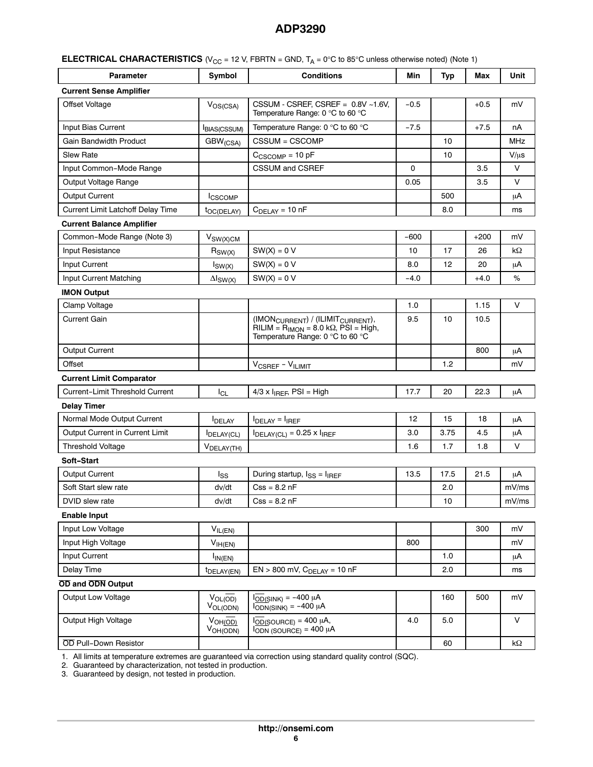**ELECTRICAL CHARACTERISTICS** ($V_{CC}$ = 12 V, FBRTN = GND, $T_A$ = 0°C to 85°C unless otherwise noted) (Note 1)

| Parameter | Symbol | Conditions | Min | Typ | Max | Unit |
|---|---|---|---|---|---|---|
| **Current Sense Amplifier** | | | | | | |
| Offset Voltage | $V_{OS(CSA)}$ | CSSUM - CSREF, CSREF = 0.8V ~1.6V, Temperature Range: 0 °C to 60 °C | −0.5 | | +0.5 | mV |
| Input Bias Current | $I_{BIAS(CSSUM)}$ | Temperature Range: 0 °C to 60 °C | −7.5 | | +7.5 | nA |
| Gain Bandwidth Product | $GBW_{(CSA)}$ | CSSUM = CSCOMP | | 10 | | MHz |
| Slew Rate | | $C_{CSCOMP}$ = 10 pF | | 10 | | V/μs |
| Input Common−Mode Range | | CSSUM and CSREF | 0 | | 3.5 | V |
| Output Voltage Range | | | 0.05 | | 3.5 | V |
| Output Current | $I_{CSCOMP}$ | | | 500 | | μA |
| Current Limit Latchoff Delay Time | $t_{OC(DELAY)}$ | $C_{DELAY}$ = 10 nF | | 8.0 | | ms |
| **Current Balance Amplifier** | | | | | | |
| Common−Mode Range (Note 3) | $V_{SW(X)CM}$ | | −600 | | +200 | mV |
| Input Resistance | $R_{SW(X)}$ | SW(X) = 0 V | 10 | 17 | 26 | kΩ |
| Input Current | $I_{SW(X)}$ | SW(X) = 0 V | 8.0 | 12 | 20 | μA |
| Input Current Matching | $\Delta I_{SW(X)}$ | SW(X) = 0 V | −4.0 | | +4.0 | % |
| **IMON Output** | | | | | | |
| Clamp Voltage | | | 1.0 | | 1.15 | V |
| Current Gain | | ($IMON_{CURRENT}$) / ($ILIMIT_{CURRENT}$), RILIM = $R_{IMON}$ = 8.0 kΩ, PSI = High, Temperature Range: 0 °C to 60 °C | 9.5 | 10 | 10.5 | |
| Output Current | | | | | 800 | μA |
| Offset | | $V_{CSREF}$ − $V_{ILIMIT}$ | | 1.2 | | mV |
| **Current Limit Comparator** | | | | | | |
| Current−Limit Threshold Current | $I_{CL}$ | 4/3 x $I_{IREF}$, PSI = High | 17.7 | 20 | 22.3 | μA |
| **Delay Timer** | | | | | | |
| Normal Mode Output Current | $I_{DELAY}$ | $I_{DELAY}$ = $I_{IREF}$ | 12 | 15 | 18 | μA |
| Output Current in Current Limit | $I_{DELAY(CL)}$ | $I_{DELAY(CL)}$ = 0.25 x $I_{IREF}$ | 3.0 | 3.75 | 4.5 | μA |
| Threshold Voltage | $V_{DELAY(TH)}$ | | 1.6 | 1.7 | 1.8 | V |
| **Soft−Start** | | | | | | |
| Output Current | $I_{SS}$ | During startup, $I_{SS}$ = $I_{IREF}$ | 13.5 | 17.5 | 21.5 | μA |
| Soft Start slew rate | dv/dt | Css = 8.2 nF | | 2.0 | | mV/ms |
| DVID slew rate | dv/dt | Css = 8.2 nF | | 10 | | mV/ms |
| **Enable Input** | | | | | | |
| Input Low Voltage | $V_{IL(EN)}$ | | | | 300 | mV |
| Input High Voltage | $V_{IH(EN)}$ | | 800 | | | mV |
| Input Current | $I_{IN(EN)}$ | | | 1.0 | | μA |
| Delay Time | $t_{DELAY(EN)}$ | EN > 800 mV, $C_{DELAY}$ = 10 nF | | 2.0 | | ms |
| **$\overline{OD}$ and $\overline{ODN}$ Output** | | | | | | |
| Output Low Voltage | $V_{OL(\overline{OD})}$ $V_{OL(ODN)}$ | $I_{\overline{OD}(SINK)}$ = −400 μA $I_{\overline{ODN}(SINK)}$ = −400 μA | | 160 | 500 | mV |
| Output High Voltage | $V_{OH(\overline{OD})}$ $V_{OH(ODN)}$ | $I_{\overline{OD}(SOURCE)}$ = 400 μA, $I_{ODN\ (SOURCE)}$ = 400 μA | 4.0 | 5.0 | | V |
| $\overline{OD}$ Pull−Down Resistor | | | | 60 | | kΩ |

1. All limits at temperature extremes are guaranteed via correction using standard quality control (SQC).
2. Guaranteed by characterization, not tested in production.
3. Guaranteed by design, not tested in production.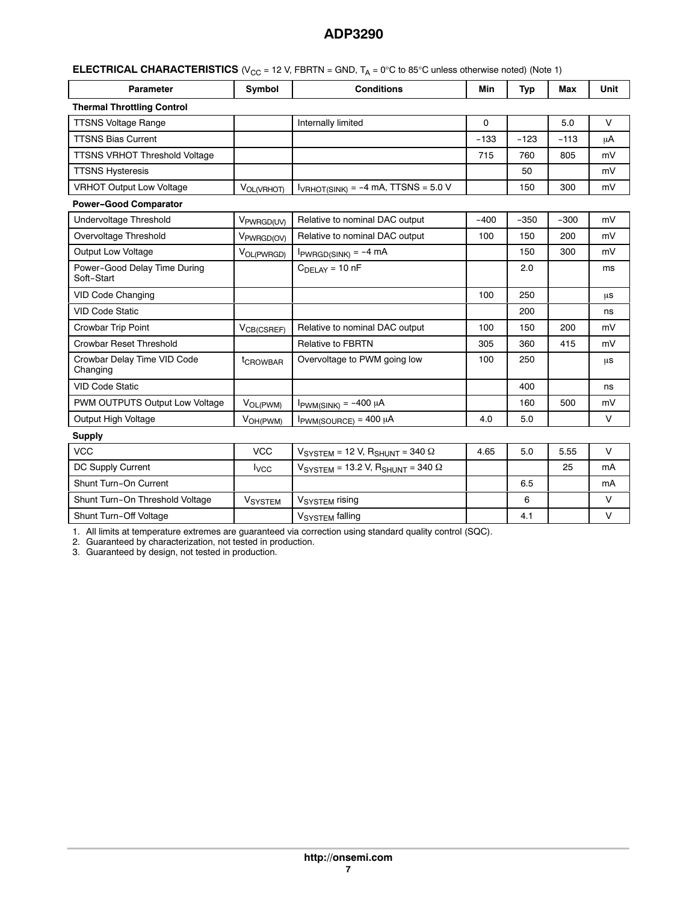**ELECTRICAL CHARACTERISTICS** ($V_{CC}$ = 12 V, FBRTN = GND, $T_A$ = 0°C to 85°C unless otherwise noted) (Note 1)

| Parameter | Symbol | Conditions | Min | Typ | Max | Unit |
|---|---|---|---|---|---|---|
| **Thermal Throttling Control** | | | | | | |
| TTSNS Voltage Range | | Internally limited | 0 | | 5.0 | V |
| TTSNS Bias Current | | | −133 | −123 | −113 | μA |
| TTSNS VRHOT Threshold Voltage | | | 715 | 760 | 805 | mV |
| TTSNS Hysteresis | | | | 50 | | mV |
| VRHOT Output Low Voltage | $V_{OL(VRHOT)}$ | $I_{VRHOT(SINK)}$ = −4 mA, TTSNS = 5.0 V | | 150 | 300 | mV |
| **Power−Good Comparator** | | | | | | |
| Undervoltage Threshold | $V_{PWRGD(UV)}$ | Relative to nominal DAC output | −400 | −350 | −300 | mV |
| Overvoltage Threshold | $V_{PWRGD(OV)}$ | Relative to nominal DAC output | 100 | 150 | 200 | mV |
| Output Low Voltage | $V_{OL(PWRGD)}$ | $I_{PWRGD(SINK)}$ = −4 mA | | 150 | 300 | mV |
| Power−Good Delay Time During Soft−Start | | $C_{DELAY}$ = 10 nF | | 2.0 | | ms |
| VID Code Changing | | | 100 | 250 | | μs |
| VID Code Static | | | | 200 | | ns |
| Crowbar Trip Point | $V_{CB(CSREF)}$ | Relative to nominal DAC output | 100 | 150 | 200 | mV |
| Crowbar Reset Threshold | | Relative to FBRTN | 305 | 360 | 415 | mV |
| Crowbar Delay Time VID Code Changing | $t_{CROWBAR}$ | Overvoltage to PWM going low | 100 | 250 | | μs |
| VID Code Static | | | | 400 | | ns |
| PWM OUTPUTS Output Low Voltage | $V_{OL(PWM)}$ | $I_{PWM(SINK)}$ = −400 μA | | 160 | 500 | mV |
| Output High Voltage | $V_{OH(PWM)}$ | $I_{PWM(SOURCE)}$ = 400 μA | 4.0 | 5.0 | | V |
| **Supply** | | | | | | |
| VCC | VCC | $V_{SYSTEM}$ = 12 V, $R_{SHUNT}$ = 340 Ω | 4.65 | 5.0 | 5.55 | V |
| DC Supply Current | $I_{VCC}$ | $V_{SYSTEM}$ = 13.2 V, $R_{SHUNT}$ = 340 Ω | | | 25 | mA |
| Shunt Turn−On Current | | | | 6.5 | | mA |
| Shunt Turn−On Threshold Voltage | $V_{SYSTEM}$ | $V_{SYSTEM}$ rising | | 6 | | V |
| Shunt Turn−Off Voltage | | $V_{SYSTEM}$ falling | | 4.1 | | V |

1. All limits at temperature extremes are guaranteed via correction using standard quality control (SQC).
2. Guaranteed by characterization, not tested in production.
3. Guaranteed by design, not tested in production.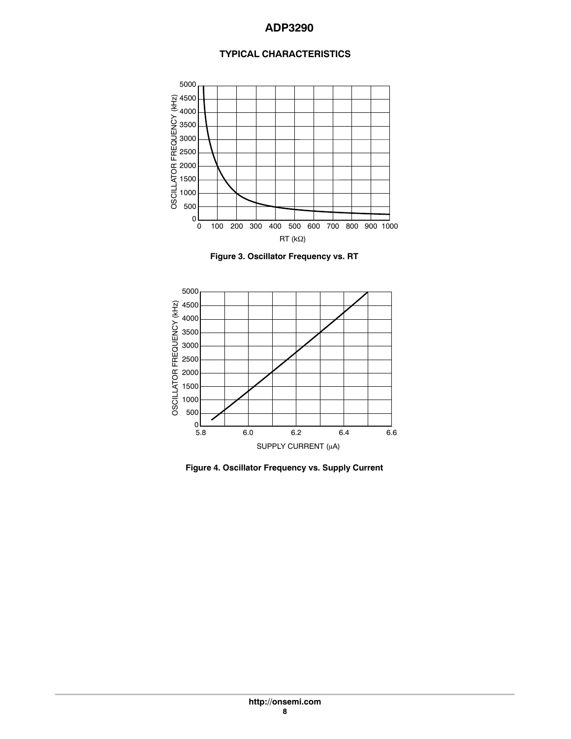## TYPICAL CHARACTERISTICS

Figure 3. Oscillator Frequency vs. RT

Figure 4. Oscillator Frequency vs. Supply Current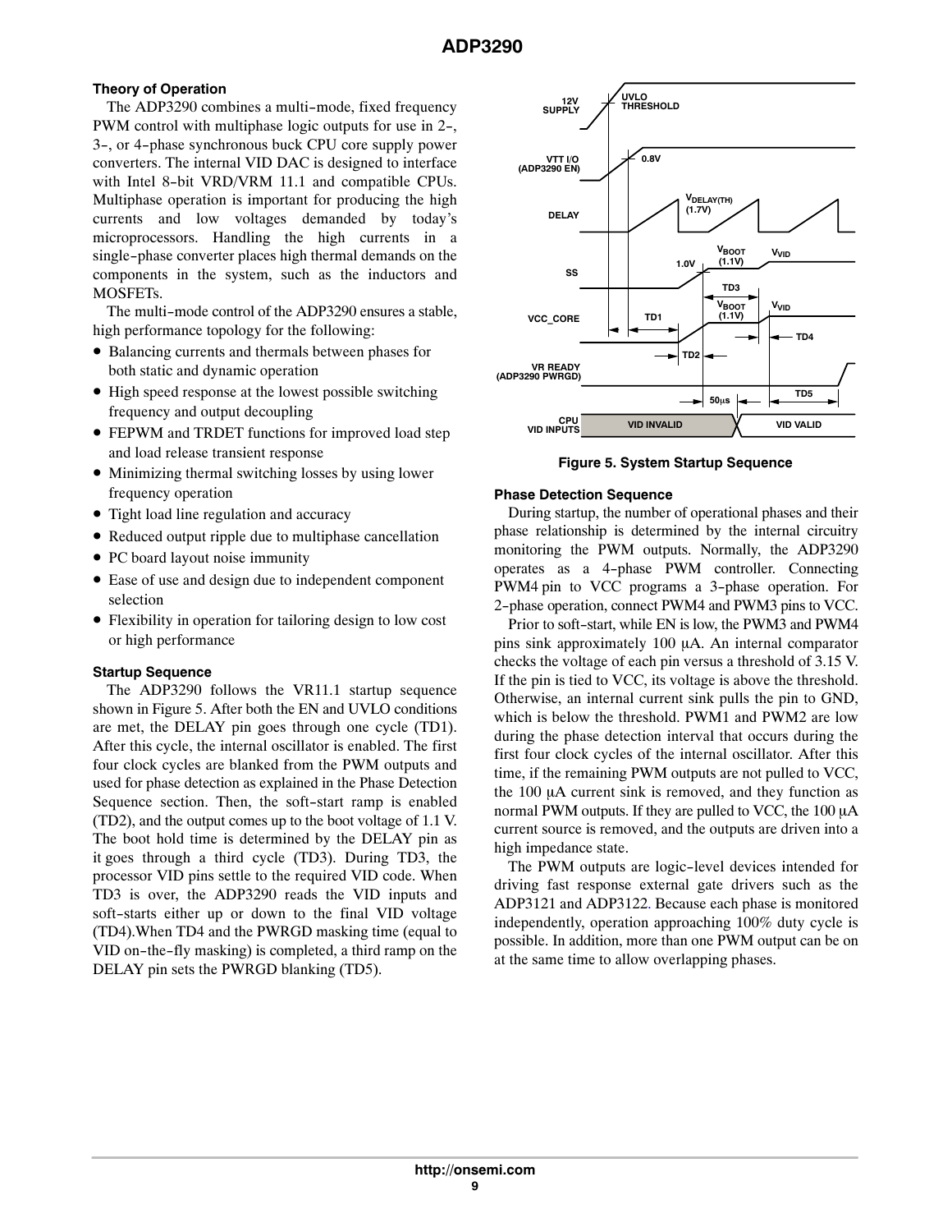### Theory of Operation

The ADP3290 combines a multi-mode, fixed frequency PWM control with multiphase logic outputs for use in 2-, 3-, or 4-phase synchronous buck CPU core supply power converters. The internal VID DAC is designed to interface with Intel 8-bit VRD/VRM 11.1 and compatible CPUs. Multiphase operation is important for producing the high currents and low voltages demanded by today's microprocessors. Handling the high currents in a single-phase converter places high thermal demands on the components in the system, such as the inductors and MOSFETs.

The multi-mode control of the ADP3290 ensures a stable, high performance topology for the following:

- Balancing currents and thermals between phases for both static and dynamic operation
- High speed response at the lowest possible switching frequency and output decoupling
- FEPWM and TRDET functions for improved load step and load release transient response
- Minimizing thermal switching losses by using lower frequency operation
- Tight load line regulation and accuracy
- Reduced output ripple due to multiphase cancellation
- PC board layout noise immunity
- Ease of use and design due to independent component selection
- Flexibility in operation for tailoring design to low cost or high performance

### Startup Sequence

The ADP3290 follows the VR11.1 startup sequence shown in Figure 5. After both the EN and UVLO conditions are met, the DELAY pin goes through one cycle (TD1). After this cycle, the internal oscillator is enabled. The first four clock cycles are blanked from the PWM outputs and used for phase detection as explained in the Phase Detection Sequence section. Then, the soft-start ramp is enabled (TD2), and the output comes up to the boot voltage of 1.1 V. The boot hold time is determined by the DELAY pin as it goes through a third cycle (TD3). During TD3, the processor VID pins settle to the required VID code. When TD3 is over, the ADP3290 reads the VID inputs and soft-starts either up or down to the final VID voltage (TD4).When TD4 and the PWRGD masking time (equal to VID on-the-fly masking) is completed, a third ramp on the DELAY pin sets the PWRGD blanking (TD5).

**Figure 5. System Startup Sequence**

### Phase Detection Sequence

During startup, the number of operational phases and their phase relationship is determined by the internal circuitry monitoring the PWM outputs. Normally, the ADP3290 operates as a 4-phase PWM controller. Connecting PWM4 pin to VCC programs a 3-phase operation. For 2-phase operation, connect PWM4 and PWM3 pins to VCC.

Prior to soft-start, while EN is low, the PWM3 and PWM4 pins sink approximately 100 μA. An internal comparator checks the voltage of each pin versus a threshold of 3.15 V. If the pin is tied to VCC, its voltage is above the threshold. Otherwise, an internal current sink pulls the pin to GND, which is below the threshold. PWM1 and PWM2 are low during the phase detection interval that occurs during the first four clock cycles of the internal oscillator. After this time, if the remaining PWM outputs are not pulled to VCC, the 100 μA current sink is removed, and they function as normal PWM outputs. If they are pulled to VCC, the 100 μA current source is removed, and the outputs are driven into a high impedance state.

The PWM outputs are logic-level devices intended for driving fast response external gate drivers such as the ADP3121 and ADP3122. Because each phase is monitored independently, operation approaching 100% duty cycle is possible. In addition, more than one PWM output can be on at the same time to allow overlapping phases.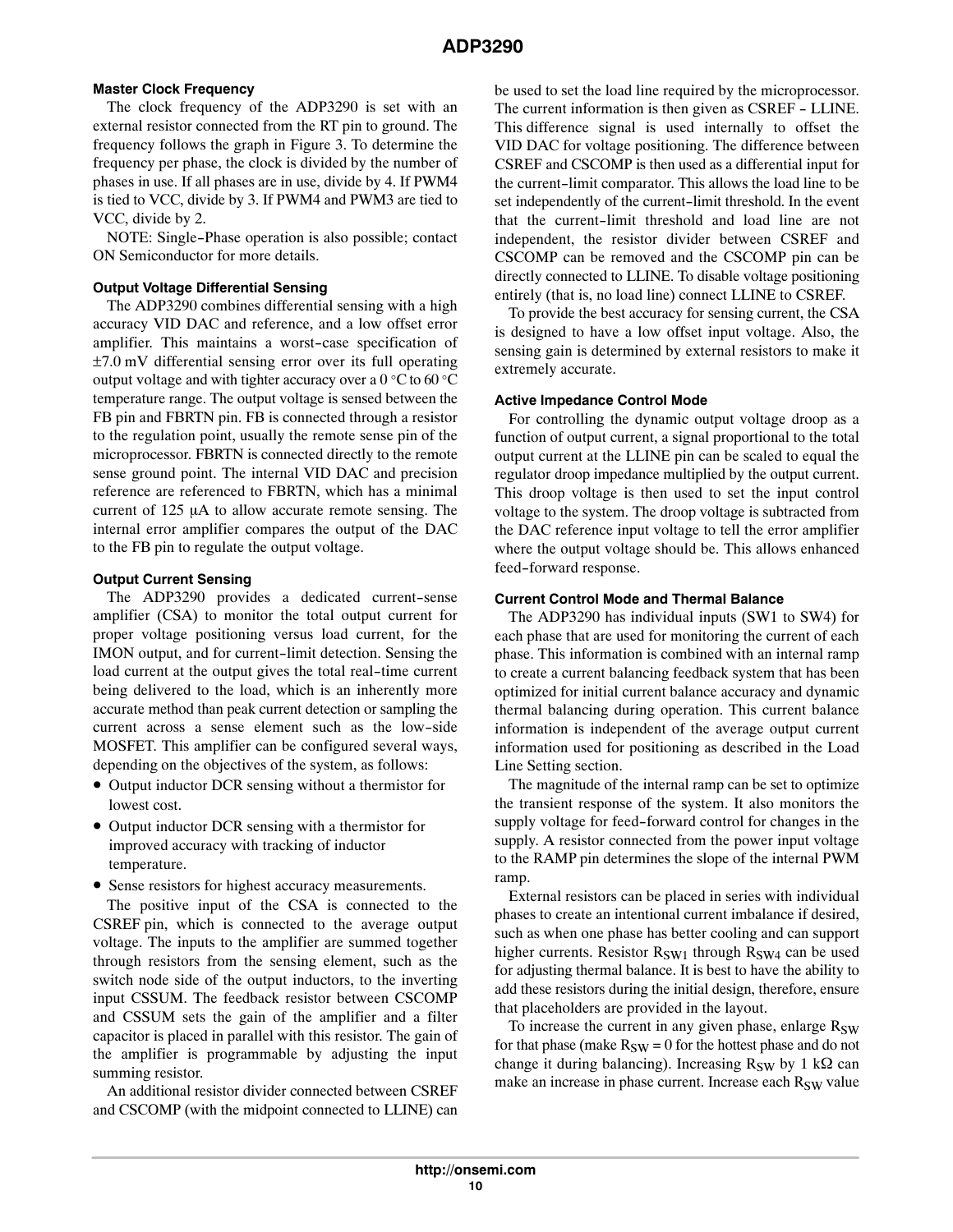### Master Clock Frequency

The clock frequency of the ADP3290 is set with an external resistor connected from the RT pin to ground. The frequency follows the graph in Figure 3. To determine the frequency per phase, the clock is divided by the number of phases in use. If all phases are in use, divide by 4. If PWM4 is tied to VCC, divide by 3. If PWM4 and PWM3 are tied to VCC, divide by 2.

NOTE: Single-Phase operation is also possible; contact ON Semiconductor for more details.

### Output Voltage Differential Sensing

The ADP3290 combines differential sensing with a high accuracy VID DAC and reference, and a low offset error amplifier. This maintains a worst-case specification of ±7.0 mV differential sensing error over its full operating output voltage and with tighter accuracy over a 0 °C to 60 °C temperature range. The output voltage is sensed between the FB pin and FBRTN pin. FB is connected through a resistor to the regulation point, usually the remote sense pin of the microprocessor. FBRTN is connected directly to the remote sense ground point. The internal VID DAC and precision reference are referenced to FBRTN, which has a minimal current of 125 μA to allow accurate remote sensing. The internal error amplifier compares the output of the DAC to the FB pin to regulate the output voltage.

### Output Current Sensing

The ADP3290 provides a dedicated current-sense amplifier (CSA) to monitor the total output current for proper voltage positioning versus load current, for the IMON output, and for current-limit detection. Sensing the load current at the output gives the total real-time current being delivered to the load, which is an inherently more accurate method than peak current detection or sampling the current across a sense element such as the low-side MOSFET. This amplifier can be configured several ways, depending on the objectives of the system, as follows:

- Output inductor DCR sensing without a thermistor for lowest cost.
- Output inductor DCR sensing with a thermistor for improved accuracy with tracking of inductor temperature.
- Sense resistors for highest accuracy measurements.

The positive input of the CSA is connected to the CSREF pin, which is connected to the average output voltage. The inputs to the amplifier are summed together through resistors from the sensing element, such as the switch node side of the output inductors, to the inverting input CSSUM. The feedback resistor between CSCOMP and CSSUM sets the gain of the amplifier and a filter capacitor is placed in parallel with this resistor. The gain of the amplifier is programmable by adjusting the input summing resistor.

An additional resistor divider connected between CSREF and CSCOMP (with the midpoint connected to LLINE) can be used to set the load line required by the microprocessor. The current information is then given as CSREF - LLINE. This difference signal is used internally to offset the VID DAC for voltage positioning. The difference between CSREF and CSCOMP is then used as a differential input for the current-limit comparator. This allows the load line to be set independently of the current-limit threshold. In the event that the current-limit threshold and load line are not independent, the resistor divider between CSREF and CSCOMP can be removed and the CSCOMP pin can be directly connected to LLINE. To disable voltage positioning entirely (that is, no load line) connect LLINE to CSREF.

To provide the best accuracy for sensing current, the CSA is designed to have a low offset input voltage. Also, the sensing gain is determined by external resistors to make it extremely accurate.

### Active Impedance Control Mode

For controlling the dynamic output voltage droop as a function of output current, a signal proportional to the total output current at the LLINE pin can be scaled to equal the regulator droop impedance multiplied by the output current. This droop voltage is then used to set the input control voltage to the system. The droop voltage is subtracted from the DAC reference input voltage to tell the error amplifier where the output voltage should be. This allows enhanced feed-forward response.

### Current Control Mode and Thermal Balance

The ADP3290 has individual inputs (SW1 to SW4) for each phase that are used for monitoring the current of each phase. This information is combined with an internal ramp to create a current balancing feedback system that has been optimized for initial current balance accuracy and dynamic thermal balancing during operation. This current balance information is independent of the average output current information used for positioning as described in the Load Line Setting section.

The magnitude of the internal ramp can be set to optimize the transient response of the system. It also monitors the supply voltage for feed-forward control for changes in the supply. A resistor connected from the power input voltage to the RAMP pin determines the slope of the internal PWM ramp.

External resistors can be placed in series with individual phases to create an intentional current imbalance if desired, such as when one phase has better cooling and can support higher currents. Resistor $R_{SW1}$ through $R_{SW4}$ can be used for adjusting thermal balance. It is best to have the ability to add these resistors during the initial design, therefore, ensure that placeholders are provided in the layout.

To increase the current in any given phase, enlarge $R_{SW}$ for that phase (make $R_{SW} = 0$ for the hottest phase and do not change it during balancing). Increasing $R_{SW}$ by 1 kΩ can make an increase in phase current. Increase each $R_{SW}$ value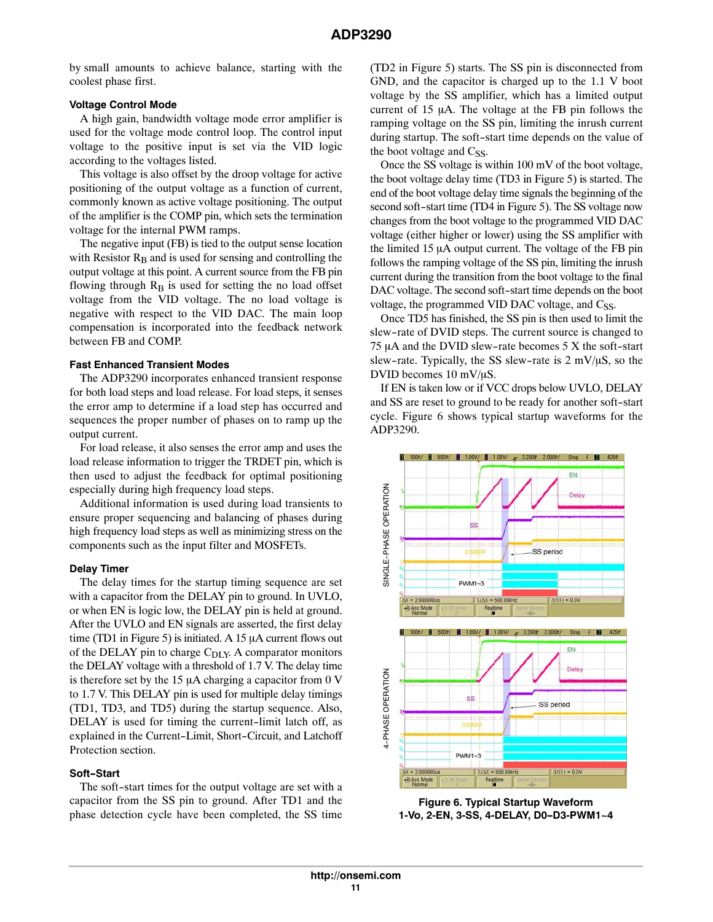by small amounts to achieve balance, starting with the coolest phase first.

### Voltage Control Mode

A high gain, bandwidth voltage mode error amplifier is used for the voltage mode control loop. The control input voltage to the positive input is set via the VID logic according to the voltages listed.

This voltage is also offset by the droop voltage for active positioning of the output voltage as a function of current, commonly known as active voltage positioning. The output of the amplifier is the COMP pin, which sets the termination voltage for the internal PWM ramps.

The negative input (FB) is tied to the output sense location with Resistor $R_B$ and is used for sensing and controlling the output voltage at this point. A current source from the FB pin flowing through $R_B$ is used for setting the no load offset voltage from the VID voltage. The no load voltage is negative with respect to the VID DAC. The main loop compensation is incorporated into the feedback network between FB and COMP.

### Fast Enhanced Transient Modes

The ADP3290 incorporates enhanced transient response for both load steps and load release. For load steps, it senses the error amp to determine if a load step has occurred and sequences the proper number of phases on to ramp up the output current.

For load release, it also senses the error amp and uses the load release information to trigger the TRDET pin, which is then used to adjust the feedback for optimal positioning especially during high frequency load steps.

Additional information is used during load transients to ensure proper sequencing and balancing of phases during high frequency load steps as well as minimizing stress on the components such as the input filter and MOSFETs.

### Delay Timer

The delay times for the startup timing sequence are set with a capacitor from the DELAY pin to ground. In UVLO, or when EN is logic low, the DELAY pin is held at ground. After the UVLO and EN signals are asserted, the first delay time (TD1 in Figure 5) is initiated. A 15 μA current flows out of the DELAY pin to charge $C_{DLY}$. A comparator monitors the DELAY voltage with a threshold of 1.7 V. The delay time is therefore set by the 15 μA charging a capacitor from 0 V to 1.7 V. This DELAY pin is used for multiple delay timings (TD1, TD3, and TD5) during the startup sequence. Also, DELAY is used for timing the current-limit latch off, as explained in the Current-Limit, Short-Circuit, and Latchoff Protection section.

### Soft-Start

The soft-start times for the output voltage are set with a capacitor from the SS pin to ground. After TD1 and the phase detection cycle have been completed, the SS time (TD2 in Figure 5) starts. The SS pin is disconnected from GND, and the capacitor is charged up to the 1.1 V boot voltage by the SS amplifier, which has a limited output current of 15 μA. The voltage at the FB pin follows the ramping voltage on the SS pin, limiting the inrush current during startup. The soft-start time depends on the value of the boot voltage and $C_{SS}$.

Once the SS voltage is within 100 mV of the boot voltage, the boot voltage delay time (TD3 in Figure 5) is started. The end of the boot voltage delay time signals the beginning of the second soft-start time (TD4 in Figure 5). The SS voltage now changes from the boot voltage to the programmed VID DAC voltage (either higher or lower) using the SS amplifier with the limited 15 μA output current. The voltage of the FB pin follows the ramping voltage of the SS pin, limiting the inrush current during the transition from the boot voltage to the final DAC voltage. The second soft-start time depends on the boot voltage, the programmed VID DAC voltage, and $C_{SS}$.

Once TD5 has finished, the SS pin is then used to limit the slew-rate of DVID steps. The current source is changed to 75 μA and the DVID slew-rate becomes 5 X the soft-start slew-rate. Typically, the SS slew-rate is 2 mV/μS, so the DVID becomes 10 mV/μS.

If EN is taken low or if VCC drops below UVLO, DELAY and SS are reset to ground to be ready for another soft-start cycle. Figure 6 shows typical startup waveforms for the ADP3290.

**Figure 6. Typical Startup Waveform**
**1-Vo, 2-EN, 3-SS, 4-DELAY, D0–D3-PWM1~4**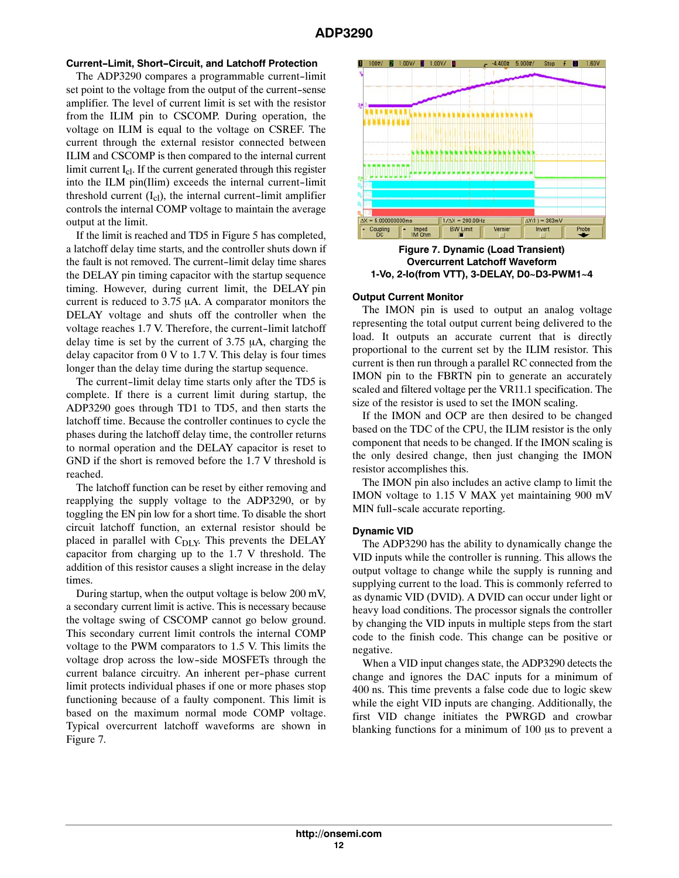### Current-Limit, Short-Circuit, and Latchoff Protection

The ADP3290 compares a programmable current-limit set point to the voltage from the output of the current-sense amplifier. The level of current limit is set with the resistor from the ILIM pin to CSCOMP. During operation, the voltage on ILIM is equal to the voltage on CSREF. The current through the external resistor connected between ILIM and CSCOMP is then compared to the internal current limit current $I_{cl}$. If the current generated through this register into the ILM pin(Ilim) exceeds the internal current-limit threshold current ($I_{cl}$), the internal current-limit amplifier controls the internal COMP voltage to maintain the average output at the limit.

If the limit is reached and TD5 in Figure 5 has completed, a latchoff delay time starts, and the controller shuts down if the fault is not removed. The current-limit delay time shares the DELAY pin timing capacitor with the startup sequence timing. However, during current limit, the DELAY pin current is reduced to 3.75 μA. A comparator monitors the DELAY voltage and shuts off the controller when the voltage reaches 1.7 V. Therefore, the current-limit latchoff delay time is set by the current of 3.75 μA, charging the delay capacitor from 0 V to 1.7 V. This delay is four times longer than the delay time during the startup sequence.

The current-limit delay time starts only after the TD5 is complete. If there is a current limit during startup, the ADP3290 goes through TD1 to TD5, and then starts the latchoff time. Because the controller continues to cycle the phases during the latchoff delay time, the controller returns to normal operation and the DELAY capacitor is reset to GND if the short is removed before the 1.7 V threshold is reached.

The latchoff function can be reset by either removing and reapplying the supply voltage to the ADP3290, or by toggling the EN pin low for a short time. To disable the short circuit latchoff function, an external resistor should be placed in parallel with $C_{DLY}$. This prevents the DELAY capacitor from charging up to the 1.7 V threshold. The addition of this resistor causes a slight increase in the delay times.

During startup, when the output voltage is below 200 mV, a secondary current limit is active. This is necessary because the voltage swing of CSCOMP cannot go below ground. This secondary current limit controls the internal COMP voltage to the PWM comparators to 1.5 V. This limits the voltage drop across the low-side MOSFETs through the current balance circuitry. An inherent per-phase current limit protects individual phases if one or more phases stop functioning because of a faulty component. This limit is based on the maximum normal mode COMP voltage. Typical overcurrent latchoff waveforms are shown in Figure 7.

**Figure 7. Dynamic (Load Transient) Overcurrent Latchoff Waveform 1-Vo, 2-Io(from VTT), 3-DELAY, D0~D3-PWM1~4**

### Output Current Monitor

The IMON pin is used to output an analog voltage representing the total output current being delivered to the load. It outputs an accurate current that is directly proportional to the current set by the ILIM resistor. This current is then run through a parallel RC connected from the IMON pin to the FBRTN pin to generate an accurately scaled and filtered voltage per the VR11.1 specification. The size of the resistor is used to set the IMON scaling.

If the IMON and OCP are then desired to be changed based on the TDC of the CPU, the ILIM resistor is the only component that needs to be changed. If the IMON scaling is the only desired change, then just changing the IMON resistor accomplishes this.

The IMON pin also includes an active clamp to limit the IMON voltage to 1.15 V MAX yet maintaining 900 mV MIN full-scale accurate reporting.

### Dynamic VID

The ADP3290 has the ability to dynamically change the VID inputs while the controller is running. This allows the output voltage to change while the supply is running and supplying current to the load. This is commonly referred to as dynamic VID (DVID). A DVID can occur under light or heavy load conditions. The processor signals the controller by changing the VID inputs in multiple steps from the start code to the finish code. This change can be positive or negative.

When a VID input changes state, the ADP3290 detects the change and ignores the DAC inputs for a minimum of 400 ns. This time prevents a false code due to logic skew while the eight VID inputs are changing. Additionally, the first VID change initiates the PWRGD and crowbar blanking functions for a minimum of 100 μs to prevent a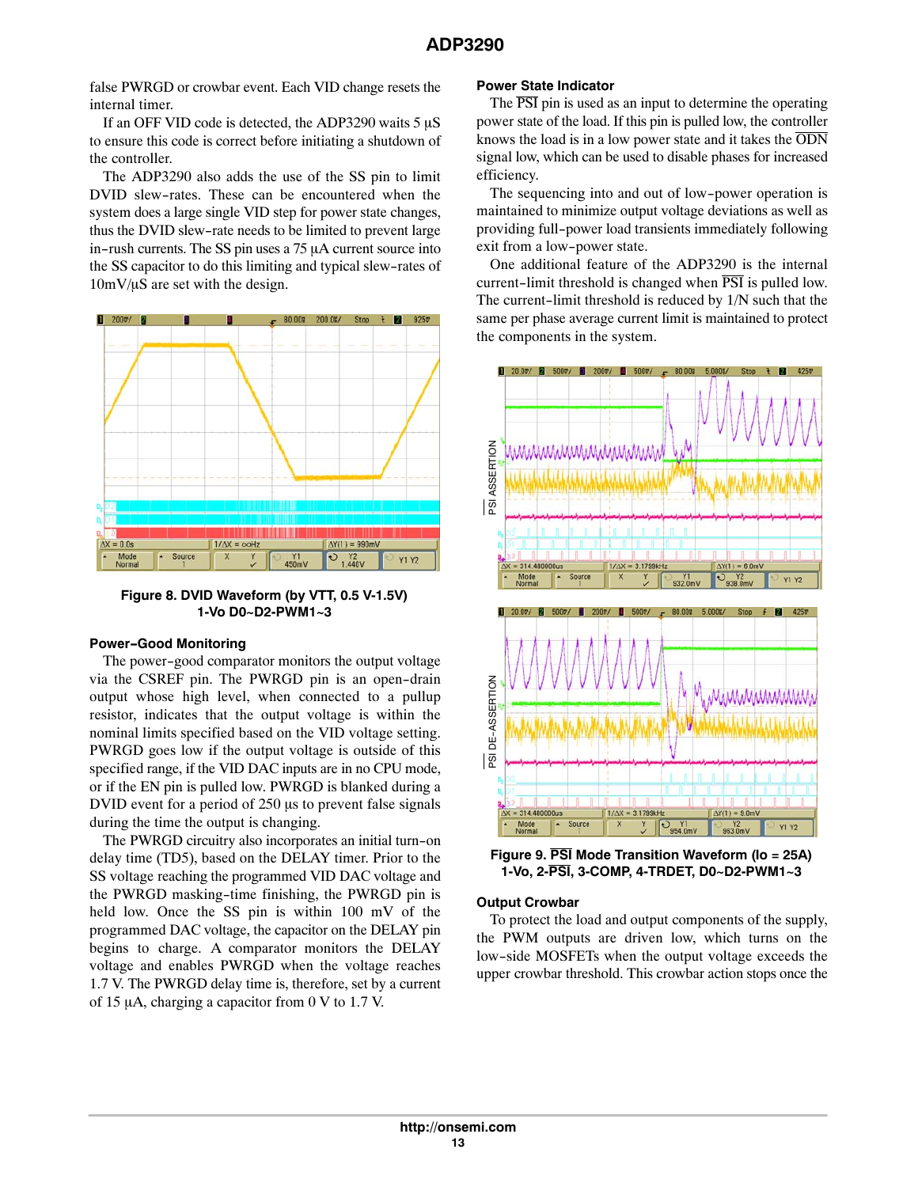false PWRGD or crowbar event. Each VID change resets the internal timer.

If an OFF VID code is detected, the ADP3290 waits 5 µS to ensure this code is correct before initiating a shutdown of the controller.

The ADP3290 also adds the use of the SS pin to limit DVID slew−rates. These can be encountered when the system does a large single VID step for power state changes, thus the DVID slew−rate needs to be limited to prevent large in−rush currents. The SS pin uses a 75 µA current source into the SS capacitor to do this limiting and typical slew−rates of 10mV/µS are set with the design.

**Figure 8. DVID Waveform (by VTT, 0.5 V-1.5V) 1-Vo D0~D2-PWM1~3**

### Power−Good Monitoring

The power−good comparator monitors the output voltage via the CSREF pin. The PWRGD pin is an open−drain output whose high level, when connected to a pullup resistor, indicates that the output voltage is within the nominal limits specified based on the VID voltage setting. PWRGD goes low if the output voltage is outside of this specified range, if the VID DAC inputs are in no CPU mode, or if the EN pin is pulled low. PWRGD is blanked during a DVID event for a period of 250 µs to prevent false signals during the time the output is changing.

The PWRGD circuitry also incorporates an initial turn−on delay time (TD5), based on the DELAY timer. Prior to the SS voltage reaching the programmed VID DAC voltage and the PWRGD masking−time finishing, the PWRGD pin is held low. Once the SS pin is within 100 mV of the programmed DAC voltage, the capacitor on the DELAY pin begins to charge. A comparator monitors the DELAY voltage and enables PWRGD when the voltage reaches 1.7 V. The PWRGD delay time is, therefore, set by a current of 15 µA, charging a capacitor from 0 V to 1.7 V.

### Power State Indicator

The $\overline{PSI}$ pin is used as an input to determine the operating power state of the load. If this pin is pulled low, the controller knows the load is in a low power state and it takes the $\overline{ODN}$ signal low, which can be used to disable phases for increased efficiency.

The sequencing into and out of low−power operation is maintained to minimize output voltage deviations as well as providing full−power load transients immediately following exit from a low−power state.

One additional feature of the ADP3290 is the internal current−limit threshold is changed when $\overline{PSI}$ is pulled low. The current−limit threshold is reduced by 1/N such that the same per phase average current limit is maintained to protect the components in the system.

**Figure 9. $\overline{PSI}$ Mode Transition Waveform (Io = 25A) 1-Vo, 2-$\overline{PSI}$, 3-COMP, 4-TRDET, D0~D2-PWM1~3**

### Output Crowbar

To protect the load and output components of the supply, the PWM outputs are driven low, which turns on the low−side MOSFETs when the output voltage exceeds the upper crowbar threshold. This crowbar action stops once the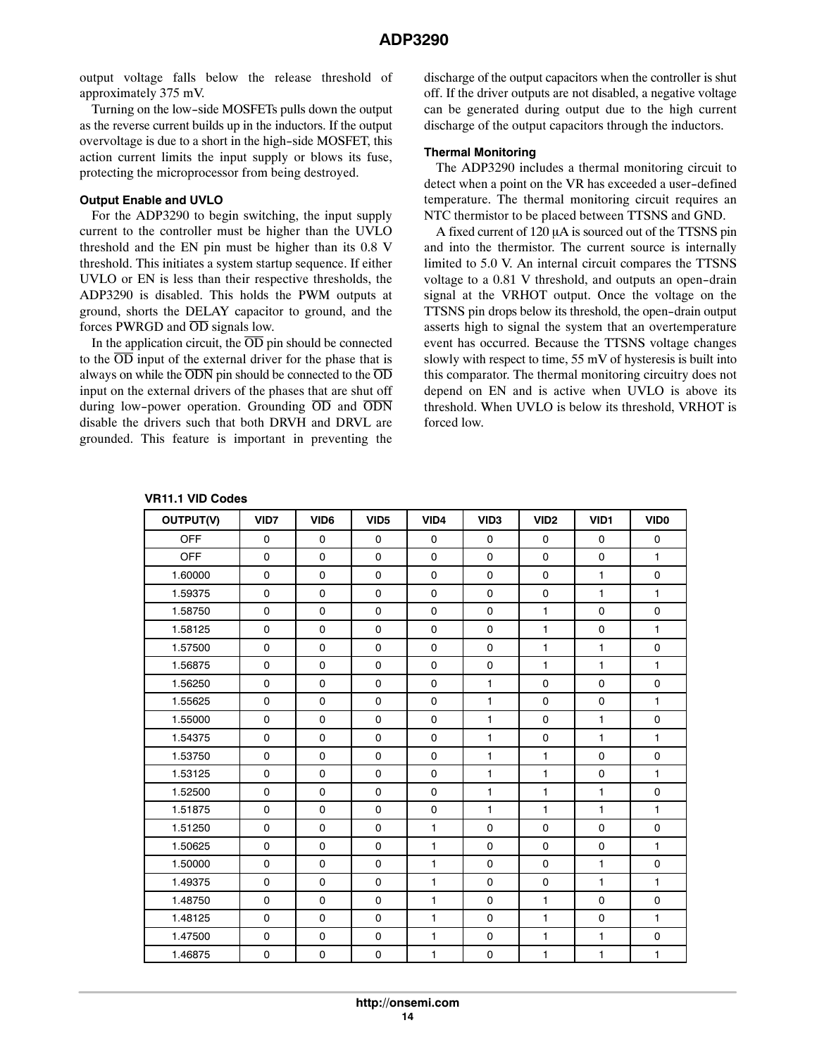output voltage falls below the release threshold of approximately 375 mV.

Turning on the low-side MOSFETs pulls down the output as the reverse current builds up in the inductors. If the output overvoltage is due to a short in the high-side MOSFET, this action current limits the input supply or blows its fuse, protecting the microprocessor from being destroyed.

#### Output Enable and UVLO

For the ADP3290 to begin switching, the input supply current to the controller must be higher than the UVLO threshold and the EN pin must be higher than its 0.8 V threshold. This initiates a system startup sequence. If either UVLO or EN is less than their respective thresholds, the ADP3290 is disabled. This holds the PWM outputs at ground, shorts the DELAY capacitor to ground, and the forces PWRGD and $\overline{OD}$ signals low.

In the application circuit, the $\overline{OD}$ pin should be connected to the $\overline{OD}$ input of the external driver for the phase that is always on while the $\overline{ODN}$ pin should be connected to the $\overline{OD}$ input on the external drivers of the phases that are shut off during low-power operation. Grounding $\overline{OD}$ and $\overline{ODN}$ disable the drivers such that both DRVH and DRVL are grounded. This feature is important in preventing the discharge of the output capacitors when the controller is shut off. If the driver outputs are not disabled, a negative voltage can be generated during output due to the high current discharge of the output capacitors through the inductors.

#### Thermal Monitoring

The ADP3290 includes a thermal monitoring circuit to detect when a point on the VR has exceeded a user-defined temperature. The thermal monitoring circuit requires an NTC thermistor to be placed between TTSNS and GND.

A fixed current of 120 μA is sourced out of the TTSNS pin and into the thermistor. The current source is internally limited to 5.0 V. An internal circuit compares the TTSNS voltage to a 0.81 V threshold, and outputs an open-drain signal at the VRHOT output. Once the voltage on the TTSNS pin drops below its threshold, the open-drain output asserts high to signal the system that an overtemperature event has occurred. Because the TTSNS voltage changes slowly with respect to time, 55 mV of hysteresis is built into this comparator. The thermal monitoring circuitry does not depend on EN and is active when UVLO is above its threshold. When UVLO is below its threshold, VRHOT is forced low.

**VR11.1 VID Codes**

| OUTPUT(V) | VID7 | VID6 | VID5 | VID4 | VID3 | VID2 | VID1 | VID0 |
|---|---|---|---|---|---|---|---|---|
| OFF | 0 | 0 | 0 | 0 | 0 | 0 | 0 | 0 |
| OFF | 0 | 0 | 0 | 0 | 0 | 0 | 0 | 1 |
| 1.60000 | 0 | 0 | 0 | 0 | 0 | 0 | 1 | 0 |
| 1.59375 | 0 | 0 | 0 | 0 | 0 | 0 | 1 | 1 |
| 1.58750 | 0 | 0 | 0 | 0 | 0 | 1 | 0 | 0 |
| 1.58125 | 0 | 0 | 0 | 0 | 0 | 1 | 0 | 1 |
| 1.57500 | 0 | 0 | 0 | 0 | 0 | 1 | 1 | 0 |
| 1.56875 | 0 | 0 | 0 | 0 | 0 | 1 | 1 | 1 |
| 1.56250 | 0 | 0 | 0 | 0 | 1 | 0 | 0 | 0 |
| 1.55625 | 0 | 0 | 0 | 0 | 1 | 0 | 0 | 1 |
| 1.55000 | 0 | 0 | 0 | 0 | 1 | 0 | 1 | 0 |
| 1.54375 | 0 | 0 | 0 | 0 | 1 | 0 | 1 | 1 |
| 1.53750 | 0 | 0 | 0 | 0 | 1 | 1 | 0 | 0 |
| 1.53125 | 0 | 0 | 0 | 0 | 1 | 1 | 0 | 1 |
| 1.52500 | 0 | 0 | 0 | 0 | 1 | 1 | 1 | 0 |
| 1.51875 | 0 | 0 | 0 | 0 | 1 | 1 | 1 | 1 |
| 1.51250 | 0 | 0 | 0 | 1 | 0 | 0 | 0 | 0 |
| 1.50625 | 0 | 0 | 0 | 1 | 0 | 0 | 0 | 1 |
| 1.50000 | 0 | 0 | 0 | 1 | 0 | 0 | 1 | 0 |
| 1.49375 | 0 | 0 | 0 | 1 | 0 | 0 | 1 | 1 |
| 1.48750 | 0 | 0 | 0 | 1 | 0 | 1 | 0 | 0 |
| 1.48125 | 0 | 0 | 0 | 1 | 0 | 1 | 0 | 1 |
| 1.47500 | 0 | 0 | 0 | 1 | 0 | 1 | 1 | 0 |
| 1.46875 | 0 | 0 | 0 | 1 | 0 | 1 | 1 | 1 |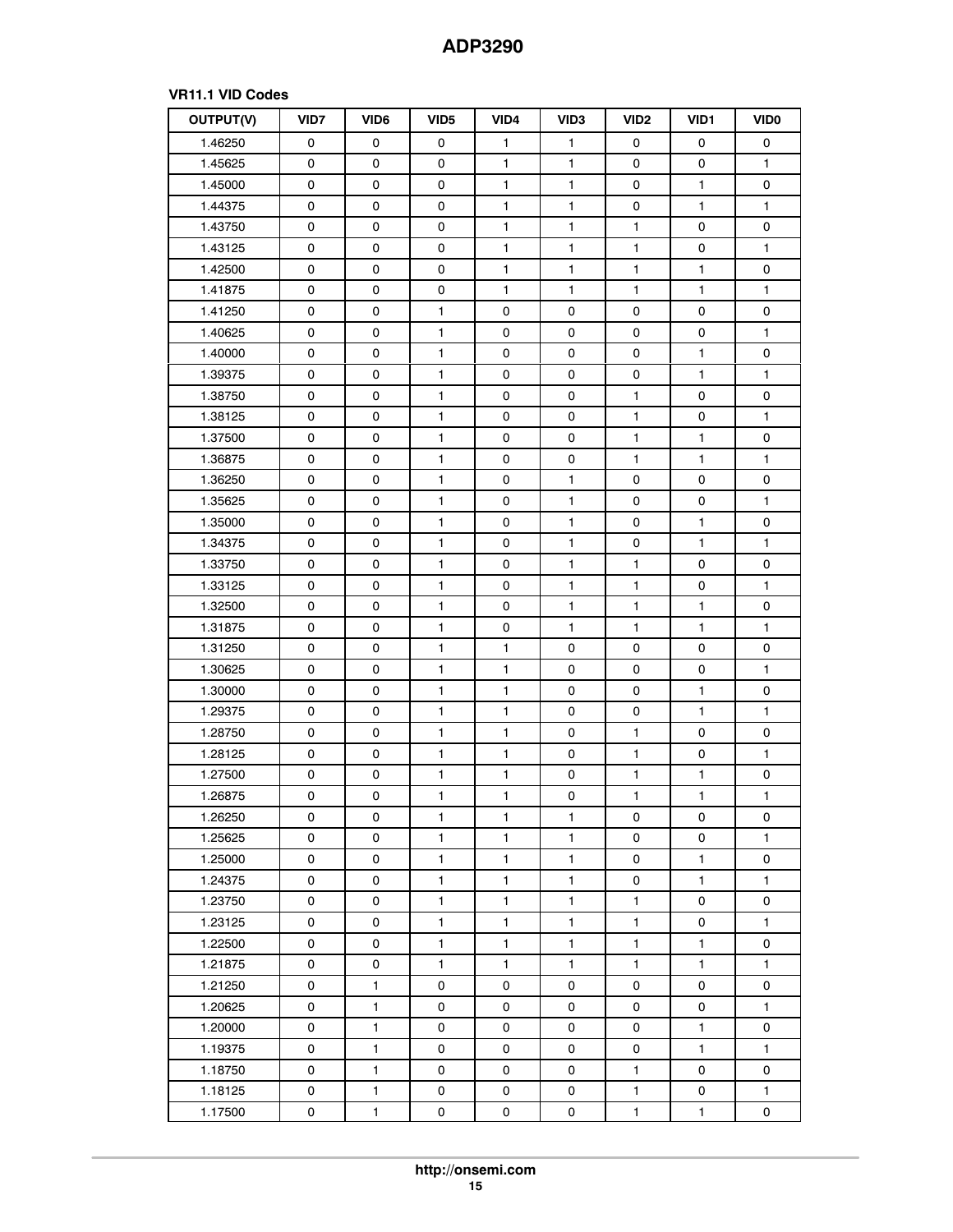**VR11.1 VID Codes**

| OUTPUT(V) | VID7 | VID6 | VID5 | VID4 | VID3 | VID2 | VID1 | VID0 |
|---|---|---|---|---|---|---|---|---|
| 1.46250 | 0 | 0 | 0 | 1 | 1 | 0 | 0 | 0 |
| 1.45625 | 0 | 0 | 0 | 1 | 1 | 0 | 0 | 1 |
| 1.45000 | 0 | 0 | 0 | 1 | 1 | 0 | 1 | 0 |
| 1.44375 | 0 | 0 | 0 | 1 | 1 | 0 | 1 | 1 |
| 1.43750 | 0 | 0 | 0 | 1 | 1 | 1 | 0 | 0 |
| 1.43125 | 0 | 0 | 0 | 1 | 1 | 1 | 0 | 1 |
| 1.42500 | 0 | 0 | 0 | 1 | 1 | 1 | 1 | 0 |
| 1.41875 | 0 | 0 | 0 | 1 | 1 | 1 | 1 | 1 |
| 1.41250 | 0 | 0 | 1 | 0 | 0 | 0 | 0 | 0 |
| 1.40625 | 0 | 0 | 1 | 0 | 0 | 0 | 0 | 1 |
| 1.40000 | 0 | 0 | 1 | 0 | 0 | 0 | 1 | 0 |
| 1.39375 | 0 | 0 | 1 | 0 | 0 | 0 | 1 | 1 |
| 1.38750 | 0 | 0 | 1 | 0 | 0 | 1 | 0 | 0 |
| 1.38125 | 0 | 0 | 1 | 0 | 0 | 1 | 0 | 1 |
| 1.37500 | 0 | 0 | 1 | 0 | 0 | 1 | 1 | 0 |
| 1.36875 | 0 | 0 | 1 | 0 | 0 | 1 | 1 | 1 |
| 1.36250 | 0 | 0 | 1 | 0 | 1 | 0 | 0 | 0 |
| 1.35625 | 0 | 0 | 1 | 0 | 1 | 0 | 0 | 1 |
| 1.35000 | 0 | 0 | 1 | 0 | 1 | 0 | 1 | 0 |
| 1.34375 | 0 | 0 | 1 | 0 | 1 | 0 | 1 | 1 |
| 1.33750 | 0 | 0 | 1 | 0 | 1 | 1 | 0 | 0 |
| 1.33125 | 0 | 0 | 1 | 0 | 1 | 1 | 0 | 1 |
| 1.32500 | 0 | 0 | 1 | 0 | 1 | 1 | 1 | 0 |
| 1.31875 | 0 | 0 | 1 | 0 | 1 | 1 | 1 | 1 |
| 1.31250 | 0 | 0 | 1 | 1 | 0 | 0 | 0 | 0 |
| 1.30625 | 0 | 0 | 1 | 1 | 0 | 0 | 0 | 1 |
| 1.30000 | 0 | 0 | 1 | 1 | 0 | 0 | 1 | 0 |
| 1.29375 | 0 | 0 | 1 | 1 | 0 | 0 | 1 | 1 |
| 1.28750 | 0 | 0 | 1 | 1 | 0 | 1 | 0 | 0 |
| 1.28125 | 0 | 0 | 1 | 1 | 0 | 1 | 0 | 1 |
| 1.27500 | 0 | 0 | 1 | 1 | 0 | 1 | 1 | 0 |
| 1.26875 | 0 | 0 | 1 | 1 | 0 | 1 | 1 | 1 |
| 1.26250 | 0 | 0 | 1 | 1 | 1 | 0 | 0 | 0 |
| 1.25625 | 0 | 0 | 1 | 1 | 1 | 0 | 0 | 1 |
| 1.25000 | 0 | 0 | 1 | 1 | 1 | 0 | 1 | 0 |
| 1.24375 | 0 | 0 | 1 | 1 | 1 | 0 | 1 | 1 |
| 1.23750 | 0 | 0 | 1 | 1 | 1 | 1 | 0 | 0 |
| 1.23125 | 0 | 0 | 1 | 1 | 1 | 1 | 0 | 1 |
| 1.22500 | 0 | 0 | 1 | 1 | 1 | 1 | 1 | 0 |
| 1.21875 | 0 | 0 | 1 | 1 | 1 | 1 | 1 | 1 |
| 1.21250 | 0 | 1 | 0 | 0 | 0 | 0 | 0 | 0 |
| 1.20625 | 0 | 1 | 0 | 0 | 0 | 0 | 0 | 1 |
| 1.20000 | 0 | 1 | 0 | 0 | 0 | 0 | 1 | 0 |
| 1.19375 | 0 | 1 | 0 | 0 | 0 | 0 | 1 | 1 |
| 1.18750 | 0 | 1 | 0 | 0 | 0 | 1 | 0 | 0 |
| 1.18125 | 0 | 1 | 0 | 0 | 0 | 1 | 0 | 1 |
| 1.17500 | 0 | 1 | 0 | 0 | 0 | 1 | 1 | 0 |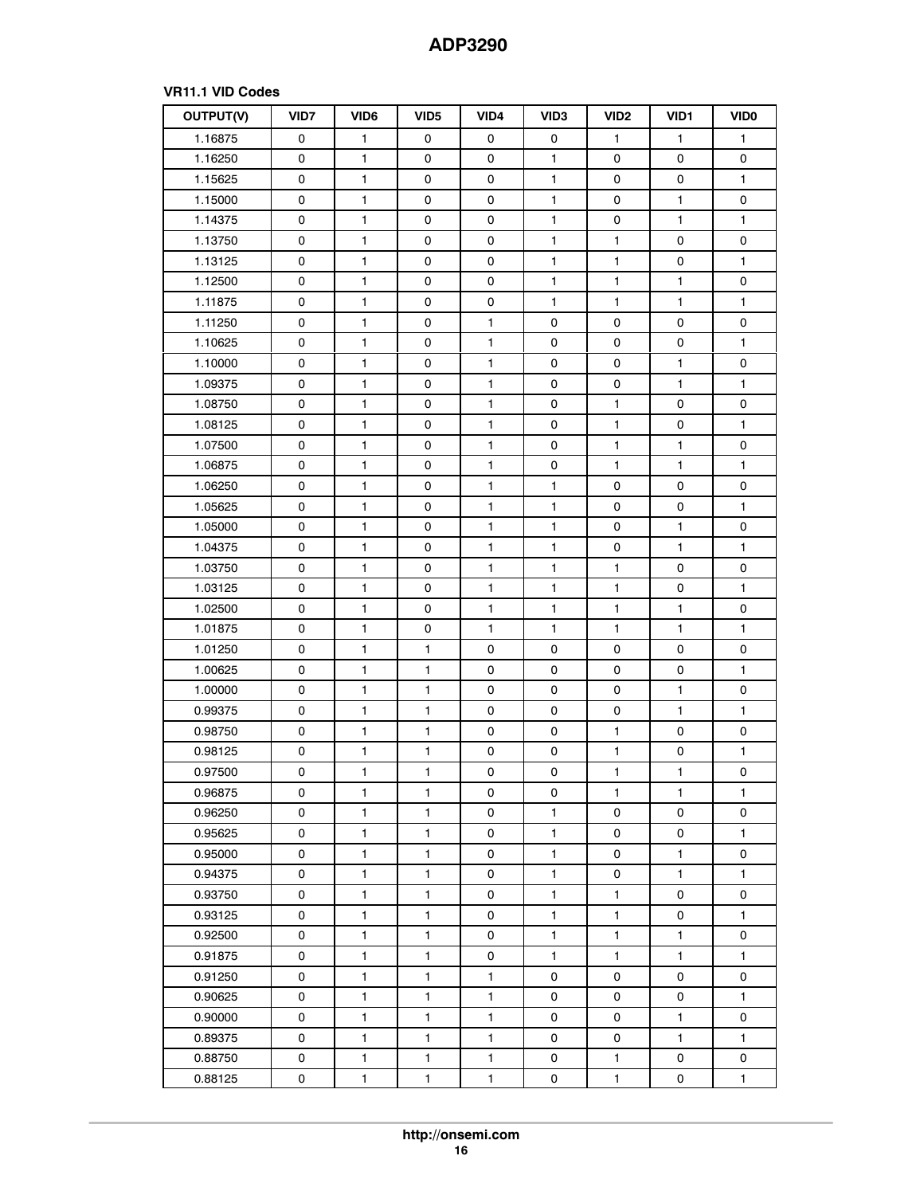### VR11.1 VID Codes

| OUTPUT(V) | VID7 | VID6 | VID5 | VID4 | VID3 | VID2 | VID1 | VID0 |
|---|---|---|---|---|---|---|---|---|
| 1.16875 | 0 | 1 | 0 | 0 | 0 | 1 | 1 | 1 |
| 1.16250 | 0 | 1 | 0 | 0 | 1 | 0 | 0 | 0 |
| 1.15625 | 0 | 1 | 0 | 0 | 1 | 0 | 0 | 1 |
| 1.15000 | 0 | 1 | 0 | 0 | 1 | 0 | 1 | 0 |
| 1.14375 | 0 | 1 | 0 | 0 | 1 | 0 | 1 | 1 |
| 1.13750 | 0 | 1 | 0 | 0 | 1 | 1 | 0 | 0 |
| 1.13125 | 0 | 1 | 0 | 0 | 1 | 1 | 0 | 1 |
| 1.12500 | 0 | 1 | 0 | 0 | 1 | 1 | 1 | 0 |
| 1.11875 | 0 | 1 | 0 | 0 | 1 | 1 | 1 | 1 |
| 1.11250 | 0 | 1 | 0 | 1 | 0 | 0 | 0 | 0 |
| 1.10625 | 0 | 1 | 0 | 1 | 0 | 0 | 0 | 1 |
| 1.10000 | 0 | 1 | 0 | 1 | 0 | 0 | 1 | 0 |
| 1.09375 | 0 | 1 | 0 | 1 | 0 | 0 | 1 | 1 |
| 1.08750 | 0 | 1 | 0 | 1 | 0 | 1 | 0 | 0 |
| 1.08125 | 0 | 1 | 0 | 1 | 0 | 1 | 0 | 1 |
| 1.07500 | 0 | 1 | 0 | 1 | 0 | 1 | 1 | 0 |
| 1.06875 | 0 | 1 | 0 | 1 | 0 | 1 | 1 | 1 |
| 1.06250 | 0 | 1 | 0 | 1 | 1 | 0 | 0 | 0 |
| 1.05625 | 0 | 1 | 0 | 1 | 1 | 0 | 0 | 1 |
| 1.05000 | 0 | 1 | 0 | 1 | 1 | 0 | 1 | 0 |
| 1.04375 | 0 | 1 | 0 | 1 | 1 | 0 | 1 | 1 |
| 1.03750 | 0 | 1 | 0 | 1 | 1 | 1 | 0 | 0 |
| 1.03125 | 0 | 1 | 0 | 1 | 1 | 1 | 0 | 1 |
| 1.02500 | 0 | 1 | 0 | 1 | 1 | 1 | 1 | 0 |
| 1.01875 | 0 | 1 | 0 | 1 | 1 | 1 | 1 | 1 |
| 1.01250 | 0 | 1 | 1 | 0 | 0 | 0 | 0 | 0 |
| 1.00625 | 0 | 1 | 1 | 0 | 0 | 0 | 0 | 1 |
| 1.00000 | 0 | 1 | 1 | 0 | 0 | 0 | 1 | 0 |
| 0.99375 | 0 | 1 | 1 | 0 | 0 | 0 | 1 | 1 |
| 0.98750 | 0 | 1 | 1 | 0 | 0 | 1 | 0 | 0 |
| 0.98125 | 0 | 1 | 1 | 0 | 0 | 1 | 0 | 1 |
| 0.97500 | 0 | 1 | 1 | 0 | 0 | 1 | 1 | 0 |
| 0.96875 | 0 | 1 | 1 | 0 | 0 | 1 | 1 | 1 |
| 0.96250 | 0 | 1 | 1 | 0 | 1 | 0 | 0 | 0 |
| 0.95625 | 0 | 1 | 1 | 0 | 1 | 0 | 0 | 1 |
| 0.95000 | 0 | 1 | 1 | 0 | 1 | 0 | 1 | 0 |
| 0.94375 | 0 | 1 | 1 | 0 | 1 | 0 | 1 | 1 |
| 0.93750 | 0 | 1 | 1 | 0 | 1 | 1 | 0 | 0 |
| 0.93125 | 0 | 1 | 1 | 0 | 1 | 1 | 0 | 1 |
| 0.92500 | 0 | 1 | 1 | 0 | 1 | 1 | 1 | 0 |
| 0.91875 | 0 | 1 | 1 | 0 | 1 | 1 | 1 | 1 |
| 0.91250 | 0 | 1 | 1 | 1 | 0 | 0 | 0 | 0 |
| 0.90625 | 0 | 1 | 1 | 1 | 0 | 0 | 0 | 1 |
| 0.90000 | 0 | 1 | 1 | 1 | 0 | 0 | 1 | 0 |
| 0.89375 | 0 | 1 | 1 | 1 | 0 | 0 | 1 | 1 |
| 0.88750 | 0 | 1 | 1 | 1 | 0 | 1 | 0 | 0 |
| 0.88125 | 0 | 1 | 1 | 1 | 0 | 1 | 0 | 1 |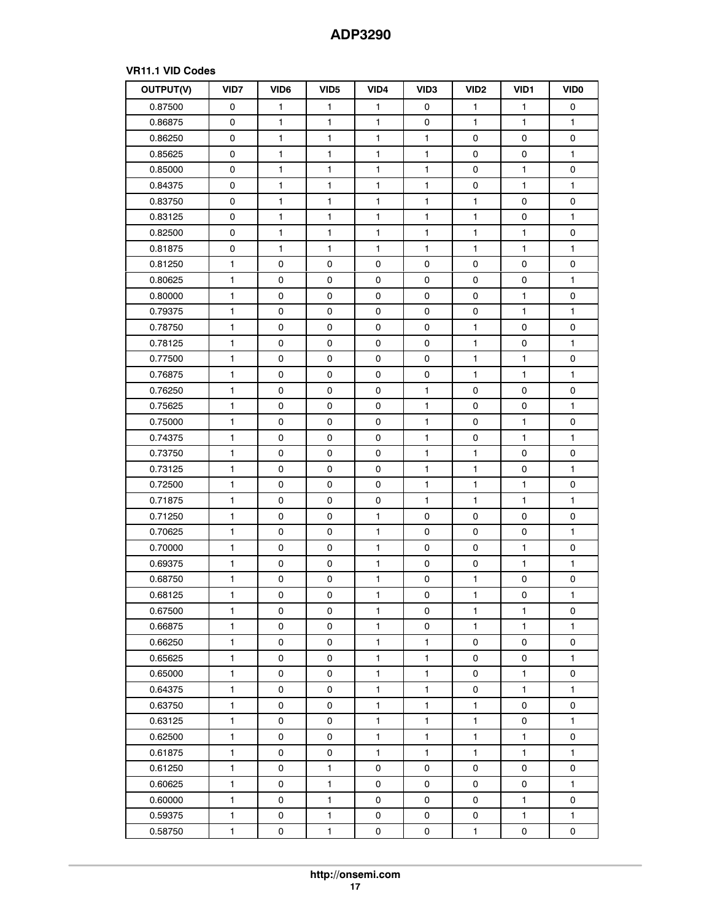**VR11.1 VID Codes**

| OUTPUT(V) | VID7 | VID6 | VID5 | VID4 | VID3 | VID2 | VID1 | VID0 |
|---|---|---|---|---|---|---|---|---|
| 0.87500 | 0 | 1 | 1 | 1 | 0 | 1 | 1 | 0 |
| 0.86875 | 0 | 1 | 1 | 1 | 0 | 1 | 1 | 1 |
| 0.86250 | 0 | 1 | 1 | 1 | 1 | 0 | 0 | 0 |
| 0.85625 | 0 | 1 | 1 | 1 | 1 | 0 | 0 | 1 |
| 0.85000 | 0 | 1 | 1 | 1 | 1 | 0 | 1 | 0 |
| 0.84375 | 0 | 1 | 1 | 1 | 1 | 0 | 1 | 1 |
| 0.83750 | 0 | 1 | 1 | 1 | 1 | 1 | 0 | 0 |
| 0.83125 | 0 | 1 | 1 | 1 | 1 | 1 | 0 | 1 |
| 0.82500 | 0 | 1 | 1 | 1 | 1 | 1 | 1 | 0 |
| 0.81875 | 0 | 1 | 1 | 1 | 1 | 1 | 1 | 1 |
| 0.81250 | 1 | 0 | 0 | 0 | 0 | 0 | 0 | 0 |
| 0.80625 | 1 | 0 | 0 | 0 | 0 | 0 | 0 | 1 |
| 0.80000 | 1 | 0 | 0 | 0 | 0 | 0 | 1 | 0 |
| 0.79375 | 1 | 0 | 0 | 0 | 0 | 0 | 1 | 1 |
| 0.78750 | 1 | 0 | 0 | 0 | 0 | 1 | 0 | 0 |
| 0.78125 | 1 | 0 | 0 | 0 | 0 | 1 | 0 | 1 |
| 0.77500 | 1 | 0 | 0 | 0 | 0 | 1 | 1 | 0 |
| 0.76875 | 1 | 0 | 0 | 0 | 0 | 1 | 1 | 1 |
| 0.76250 | 1 | 0 | 0 | 0 | 1 | 0 | 0 | 0 |
| 0.75625 | 1 | 0 | 0 | 0 | 1 | 0 | 0 | 1 |
| 0.75000 | 1 | 0 | 0 | 0 | 1 | 0 | 1 | 0 |
| 0.74375 | 1 | 0 | 0 | 0 | 1 | 0 | 1 | 1 |
| 0.73750 | 1 | 0 | 0 | 0 | 1 | 1 | 0 | 0 |
| 0.73125 | 1 | 0 | 0 | 0 | 1 | 1 | 0 | 1 |
| 0.72500 | 1 | 0 | 0 | 0 | 1 | 1 | 1 | 0 |
| 0.71875 | 1 | 0 | 0 | 0 | 1 | 1 | 1 | 1 |
| 0.71250 | 1 | 0 | 0 | 1 | 0 | 0 | 0 | 0 |
| 0.70625 | 1 | 0 | 0 | 1 | 0 | 0 | 0 | 1 |
| 0.70000 | 1 | 0 | 0 | 1 | 0 | 0 | 1 | 0 |
| 0.69375 | 1 | 0 | 0 | 1 | 0 | 0 | 1 | 1 |
| 0.68750 | 1 | 0 | 0 | 1 | 0 | 1 | 0 | 0 |
| 0.68125 | 1 | 0 | 0 | 1 | 0 | 1 | 0 | 1 |
| 0.67500 | 1 | 0 | 0 | 1 | 0 | 1 | 1 | 0 |
| 0.66875 | 1 | 0 | 0 | 1 | 0 | 1 | 1 | 1 |
| 0.66250 | 1 | 0 | 0 | 1 | 1 | 0 | 0 | 0 |
| 0.65625 | 1 | 0 | 0 | 1 | 1 | 0 | 0 | 1 |
| 0.65000 | 1 | 0 | 0 | 1 | 1 | 0 | 1 | 0 |
| 0.64375 | 1 | 0 | 0 | 1 | 1 | 0 | 1 | 1 |
| 0.63750 | 1 | 0 | 0 | 1 | 1 | 1 | 0 | 0 |
| 0.63125 | 1 | 0 | 0 | 1 | 1 | 1 | 0 | 1 |
| 0.62500 | 1 | 0 | 0 | 1 | 1 | 1 | 1 | 0 |
| 0.61875 | 1 | 0 | 0 | 1 | 1 | 1 | 1 | 1 |
| 0.61250 | 1 | 0 | 1 | 0 | 0 | 0 | 0 | 0 |
| 0.60625 | 1 | 0 | 1 | 0 | 0 | 0 | 0 | 1 |
| 0.60000 | 1 | 0 | 1 | 0 | 0 | 0 | 1 | 0 |
| 0.59375 | 1 | 0 | 1 | 0 | 0 | 0 | 1 | 1 |
| 0.58750 | 1 | 0 | 1 | 0 | 0 | 1 | 0 | 0 |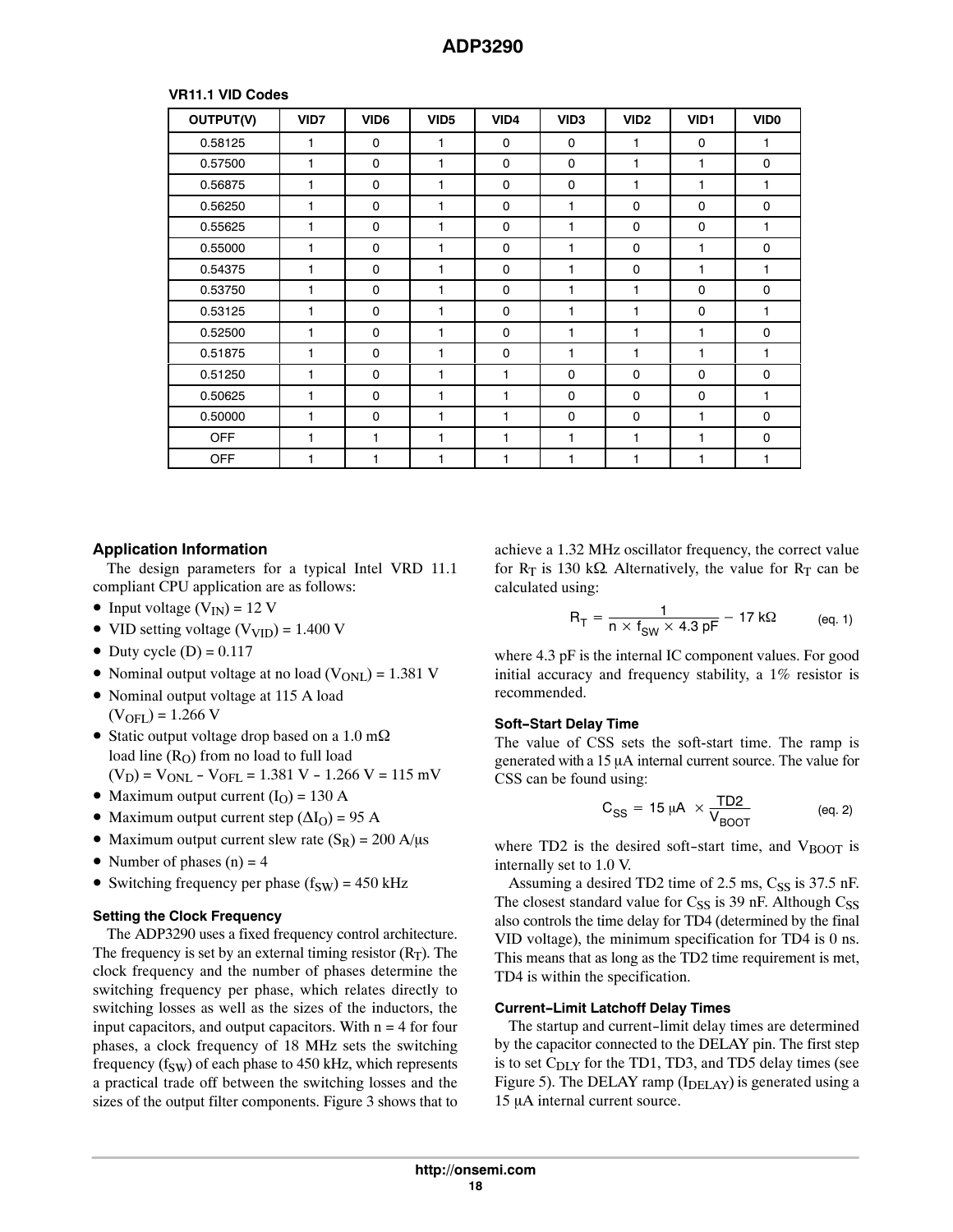**VR11.1 VID Codes**

| OUTPUT(V) | VID7 | VID6 | VID5 | VID4 | VID3 | VID2 | VID1 | VID0 |
|---|---|---|---|---|---|---|---|---|
| 0.58125 | 1 | 0 | 1 | 0 | 0 | 1 | 0 | 1 |
| 0.57500 | 1 | 0 | 1 | 0 | 0 | 1 | 1 | 0 |
| 0.56875 | 1 | 0 | 1 | 0 | 0 | 1 | 1 | 1 |
| 0.56250 | 1 | 0 | 1 | 0 | 1 | 0 | 0 | 0 |
| 0.55625 | 1 | 0 | 1 | 0 | 1 | 0 | 0 | 1 |
| 0.55000 | 1 | 0 | 1 | 0 | 1 | 0 | 1 | 0 |
| 0.54375 | 1 | 0 | 1 | 0 | 1 | 0 | 1 | 1 |
| 0.53750 | 1 | 0 | 1 | 0 | 1 | 1 | 0 | 0 |
| 0.53125 | 1 | 0 | 1 | 0 | 1 | 1 | 0 | 1 |
| 0.52500 | 1 | 0 | 1 | 0 | 1 | 1 | 1 | 0 |
| 0.51875 | 1 | 0 | 1 | 0 | 1 | 1 | 1 | 1 |
| 0.51250 | 1 | 0 | 1 | 1 | 0 | 0 | 0 | 0 |
| 0.50625 | 1 | 0 | 1 | 1 | 0 | 0 | 0 | 1 |
| 0.50000 | 1 | 0 | 1 | 1 | 0 | 0 | 1 | 0 |
| OFF | 1 | 1 | 1 | 1 | 1 | 1 | 1 | 0 |
| OFF | 1 | 1 | 1 | 1 | 1 | 1 | 1 | 1 |

## Application Information

The design parameters for a typical Intel VRD 11.1 compliant CPU application are as follows:

- Input voltage ($V_{IN}$) = 12 V
- VID setting voltage ($V_{VID}$) = 1.400 V
- Duty cycle (D) = 0.117
- Nominal output voltage at no load ($V_{ONL}$) = 1.381 V
- Nominal output voltage at 115 A load ($V_{OFL}$) = 1.266 V
- Static output voltage drop based on a 1.0 mΩ load line ($R_O$) from no load to full load ($V_D$) = $V_{ONL}$ − $V_{OFL}$ = 1.381 V − 1.266 V = 115 mV
- Maximum output current ($I_O$) = 130 A
- Maximum output current step ($\Delta I_O$) = 95 A
- Maximum output current slew rate ($S_R$) = 200 A/μs
- Number of phases (n) = 4
- Switching frequency per phase ($f_{SW}$) = 450 kHz

### Setting the Clock Frequency

The ADP3290 uses a fixed frequency control architecture. The frequency is set by an external timing resistor ($R_T$). The clock frequency and the number of phases determine the switching frequency per phase, which relates directly to switching losses as well as the sizes of the inductors, the input capacitors, and output capacitors. With n = 4 for four phases, a clock frequency of 18 MHz sets the switching frequency ($f_{SW}$) of each phase to 450 kHz, which represents a practical trade off between the switching losses and the sizes of the output filter components. Figure 3 shows that to achieve a 1.32 MHz oscillator frequency, the correct value for $R_T$ is 130 kΩ. Alternatively, the value for $R_T$ can be calculated using:

$$R_T = \frac{1}{n \times f_{SW} \times 4.3\text{ pF}} - 17\text{ k}\Omega \qquad \text{(eq. 1)}$$

where 4.3 pF is the internal IC component values. For good initial accuracy and frequency stability, a 1% resistor is recommended.

### Soft-Start Delay Time

The value of CSS sets the soft-start time. The ramp is generated with a 15 μA internal current source. The value for CSS can be found using:

$$C_{SS} = 15\ \mu\text{A} \times \frac{TD2}{V_{BOOT}} \qquad \text{(eq. 2)}$$

where TD2 is the desired soft-start time, and $V_{BOOT}$ is internally set to 1.0 V.

Assuming a desired TD2 time of 2.5 ms, $C_{SS}$ is 37.5 nF. The closest standard value for $C_{SS}$ is 39 nF. Although $C_{SS}$ also controls the time delay for TD4 (determined by the final VID voltage), the minimum specification for TD4 is 0 ns. This means that as long as the TD2 time requirement is met, TD4 is within the specification.

### Current-Limit Latchoff Delay Times

The startup and current-limit delay times are determined by the capacitor connected to the DELAY pin. The first step is to set $C_{DLY}$ for the TD1, TD3, and TD5 delay times (see Figure 5). The DELAY ramp ($I_{DELAY}$) is generated using a 15 μA internal current source.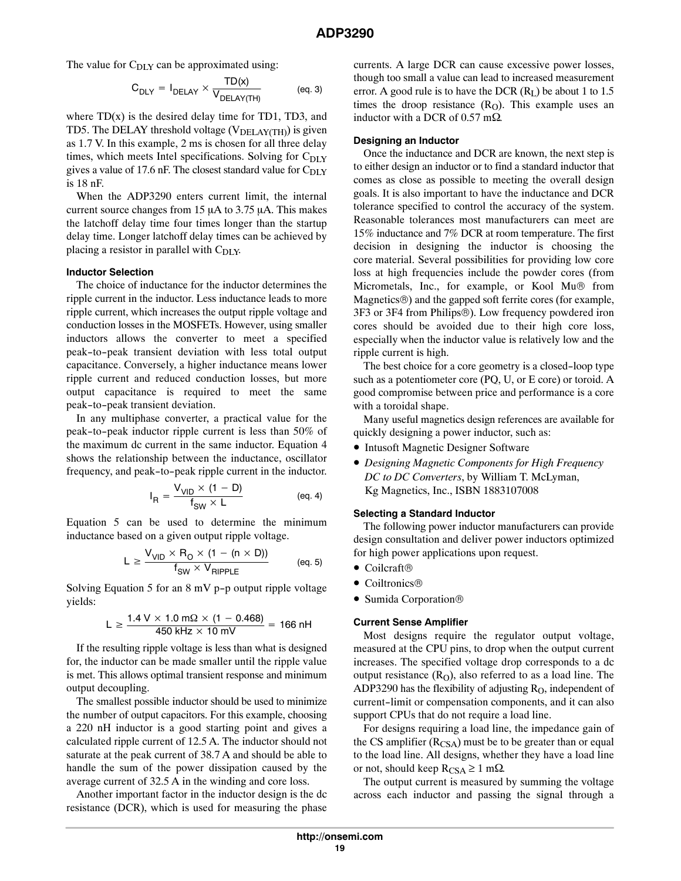The value for $C_{DLY}$ can be approximated using:

$$C_{DLY} = I_{DELAY} \times \frac{TD(x)}{V_{DELAY(TH)}} \qquad \text{(eq. 3)}$$

where TD(x) is the desired delay time for TD1, TD3, and TD5. The DELAY threshold voltage ($V_{DELAY(TH)}$) is given as 1.7 V. In this example, 2 ms is chosen for all three delay times, which meets Intel specifications. Solving for $C_{DLY}$ gives a value of 17.6 nF. The closest standard value for $C_{DLY}$ is 18 nF.

When the ADP3290 enters current limit, the internal current source changes from 15 μA to 3.75 μA. This makes the latchoff delay time four times longer than the startup delay time. Longer latchoff delay times can be achieved by placing a resistor in parallel with $C_{DLY}$.

### Inductor Selection

The choice of inductance for the inductor determines the ripple current in the inductor. Less inductance leads to more ripple current, which increases the output ripple voltage and conduction losses in the MOSFETs. However, using smaller inductors allows the converter to meet a specified peak-to-peak transient deviation with less total output capacitance. Conversely, a higher inductance means lower ripple current and reduced conduction losses, but more output capacitance is required to meet the same peak-to-peak transient deviation.

In any multiphase converter, a practical value for the peak-to-peak inductor ripple current is less than 50% of the maximum dc current in the same inductor. Equation 4 shows the relationship between the inductance, oscillator frequency, and peak-to-peak ripple current in the inductor.

$$I_R = \frac{V_{VID} \times (1 - D)}{f_{SW} \times L} \qquad \text{(eq. 4)}$$

Equation 5 can be used to determine the minimum inductance based on a given output ripple voltage.

$$L \geq \frac{V_{VID} \times R_O \times (1 - (n \times D))}{f_{SW} \times V_{RIPPLE}} \qquad \text{(eq. 5)}$$

Solving Equation 5 for an 8 mV p-p output ripple voltage yields:

$$L \geq \frac{1.4\ \text{V} \times 1.0\ \text{m}\Omega \times (1 - 0.468)}{450\ \text{kHz} \times 10\ \text{mV}} = 166\ \text{nH}$$

If the resulting ripple voltage is less than what is designed for, the inductor can be made smaller until the ripple value is met. This allows optimal transient response and minimum output decoupling.

The smallest possible inductor should be used to minimize the number of output capacitors. For this example, choosing a 220 nH inductor is a good starting point and gives a calculated ripple current of 12.5 A. The inductor should not saturate at the peak current of 38.7 A and should be able to handle the sum of the power dissipation caused by the average current of 32.5 A in the winding and core loss.

Another important factor in the inductor design is the dc resistance (DCR), which is used for measuring the phase currents. A large DCR can cause excessive power losses, though too small a value can lead to increased measurement error. A good rule is to have the DCR ($R_L$) be about 1 to 1.5 times the droop resistance ($R_O$). This example uses an inductor with a DCR of 0.57 mΩ.

### Designing an Inductor

Once the inductance and DCR are known, the next step is to either design an inductor or to find a standard inductor that comes as close as possible to meeting the overall design goals. It is also important to have the inductance and DCR tolerance specified to control the accuracy of the system. Reasonable tolerances most manufacturers can meet are 15% inductance and 7% DCR at room temperature. The first decision in designing the inductor is choosing the core material. Several possibilities for providing low core loss at high frequencies include the powder cores (from Micrometals, Inc., for example, or Kool Mu® from Magnetics®) and the gapped soft ferrite cores (for example, 3F3 or 3F4 from Philips®). Low frequency powdered iron cores should be avoided due to their high core loss, especially when the inductor value is relatively low and the ripple current is high.

The best choice for a core geometry is a closed-loop type such as a potentiometer core (PQ, U, or E core) or toroid. A good compromise between price and performance is a core with a toroidal shape.

Many useful magnetics design references are available for quickly designing a power inductor, such as:

- Intusoft Magnetic Designer Software
- *Designing Magnetic Components for High Frequency DC to DC Converters*, by William T. McLyman, Kg Magnetics, Inc., ISBN 1883107008

### Selecting a Standard Inductor

The following power inductor manufacturers can provide design consultation and deliver power inductors optimized for high power applications upon request.

- Coilcraft®
- Coiltronics®
- Sumida Corporation®

### Current Sense Amplifier

Most designs require the regulator output voltage, measured at the CPU pins, to drop when the output current increases. The specified voltage drop corresponds to a dc output resistance ($R_O$), also referred to as a load line. The ADP3290 has the flexibility of adjusting $R_O$, independent of current-limit or compensation components, and it can also support CPUs that do not require a load line.

For designs requiring a load line, the impedance gain of the CS amplifier ($R_{CSA}$) must be to be greater than or equal to the load line. All designs, whether they have a load line or not, should keep $R_{CSA} \geq 1$ mΩ.

The output current is measured by summing the voltage across each inductor and passing the signal through a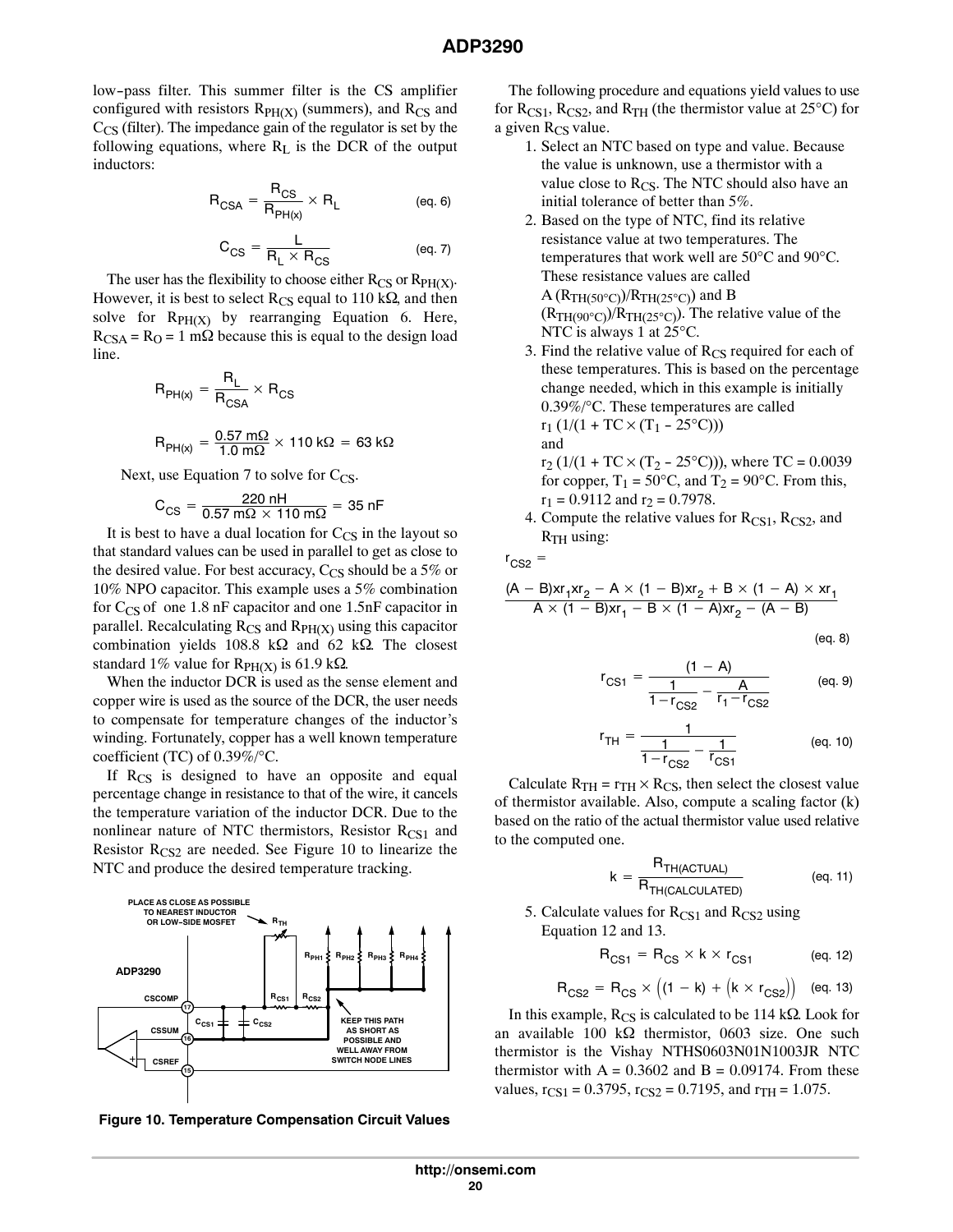low-pass filter. This summer filter is the CS amplifier configured with resistors $R_{PH(X)}$ (summers), and $R_{CS}$ and $C_{CS}$ (filter). The impedance gain of the regulator is set by the following equations, where $R_L$ is the DCR of the output inductors:

$$R_{CSA} = \frac{R_{CS}}{R_{PH(x)}} \times R_L \quad \text{(eq. 6)}$$

$$C_{CS} = \frac{L}{R_L \times R_{CS}} \quad \text{(eq. 7)}$$

The user has the flexibility to choose either $R_{CS}$ or $R_{PH(X)}$. However, it is best to select $R_{CS}$ equal to 110 kΩ, and then solve for $R_{PH(X)}$ by rearranging Equation 6. Here, $R_{CSA} = R_O = 1$ mΩ because this is equal to the design load line.

$$R_{PH(x)} = \frac{R_L}{R_{CSA}} \times R_{CS}$$

$$R_{PH(x)} = \frac{0.57\ \text{m}\Omega}{1.0\ \text{m}\Omega} \times 110\ \text{k}\Omega = 63\ \text{k}\Omega$$

Next, use Equation 7 to solve for $C_{CS}$.

$$C_{CS} = \frac{220\ \text{nH}}{0.57\ \text{m}\Omega \times 110\ \text{m}\Omega} = 35\ \text{nF}$$

It is best to have a dual location for $C_{CS}$ in the layout so that standard values can be used in parallel to get as close to the desired value. For best accuracy, $C_{CS}$ should be a 5% or 10% NPO capacitor. This example uses a 5% combination for $C_{CS}$ of one 1.8 nF capacitor and one 1.5nF capacitor in parallel. Recalculating $R_{CS}$ and $R_{PH(X)}$ using this capacitor combination yields 108.8 kΩ and 62 kΩ. The closest standard 1% value for $R_{PH(X)}$ is 61.9 kΩ.

When the inductor DCR is used as the sense element and copper wire is used as the source of the DCR, the user needs to compensate for temperature changes of the inductor's winding. Fortunately, copper has a well known temperature coefficient (TC) of 0.39%/°C.

If $R_{CS}$ is designed to have an opposite and equal percentage change in resistance to that of the wire, it cancels the temperature variation of the inductor DCR. Due to the nonlinear nature of NTC thermistors, Resistor $R_{CS1}$ and Resistor $R_{CS2}$ are needed. See Figure 10 to linearize the NTC and produce the desired temperature tracking.

PLACE AS CLOSE AS POSSIBLE TO NEAREST INDUCTOR OR LOW-SIDE MOSFET

KEEP THIS PATH AS SHORT AS POSSIBLE AND WELL AWAY FROM SWITCH NODE LINES

**Figure 10. Temperature Compensation Circuit Values**

The following procedure and equations yield values to use for $R_{CS1}$, $R_{CS2}$, and $R_{TH}$ (the thermistor value at 25°C) for a given $R_{CS}$ value.

1. Select an NTC based on type and value. Because the value is unknown, use a thermistor with a value close to $R_{CS}$. The NTC should also have an initial tolerance of better than 5%.
2. Based on the type of NTC, find its relative resistance value at two temperatures. The temperatures that work well are 50°C and 90°C. These resistance values are called A ($R_{TH(50°C)}/R_{TH(25°C)}$) and B ($R_{TH(90°C)}/R_{TH(25°C)}$). The relative value of the NTC is always 1 at 25°C.
3. Find the relative value of $R_{CS}$ required for each of these temperatures. This is based on the percentage change needed, which in this example is initially 0.39%/°C. These temperatures are called $r_1$ ($1/(1 + TC \times (T_1 - 25°C))$) and $r_2$ ($1/(1 + TC \times (T_2 - 25°C))$), where TC = 0.0039 for copper, $T_1 = 50°C$, and $T_2 = 90°C$. From this, $r_1 = 0.9112$ and $r_2 = 0.7978$.
4. Compute the relative values for $R_{CS1}$, $R_{CS2}$, and $R_{TH}$ using:

$$r_{CS2} = \frac{(A - B) \times r_1 \times r_2 - A \times (1 - B) \times r_2 + B \times (1 - A) \times r_1}{A \times (1 - B) \times r_1 - B \times (1 - A) \times r_2 - (A - B)} \quad \text{(eq. 8)}$$

$$r_{CS1} = \frac{(1 - A)}{\frac{1}{1 - r_{CS2}} - \frac{A}{r_1 - r_{CS2}}} \quad \text{(eq. 9)}$$

$$r_{TH} = \frac{1}{\frac{1}{1 - r_{CS2}} - \frac{1}{r_{CS1}}} \quad \text{(eq. 10)}$$

Calculate $R_{TH} = r_{TH} \times R_{CS}$, then select the closest value of thermistor available. Also, compute a scaling factor (k) based on the ratio of the actual thermistor value used relative to the computed one.

$$k = \frac{R_{TH(ACTUAL)}}{R_{TH(CALCULATED)}} \quad \text{(eq. 11)}$$

5. Calculate values for $R_{CS1}$ and $R_{CS2}$ using Equation 12 and 13.

$$R_{CS1} = R_{CS} \times k \times r_{CS1} \quad \text{(eq. 12)}$$

$$R_{CS2} = R_{CS} \times \left((1 - k) + \left(k \times r_{CS2}\right)\right) \quad \text{(eq. 13)}$$

In this example, $R_{CS}$ is calculated to be 114 kΩ. Look for an available 100 kΩ thermistor, 0603 size. One such thermistor is the Vishay NTHS0603N01N1003JR NTC thermistor with A = 0.3602 and B = 0.09174. From these values, $r_{CS1} = 0.3795$, $r_{CS2} = 0.7195$, and $r_{TH} = 1.075$.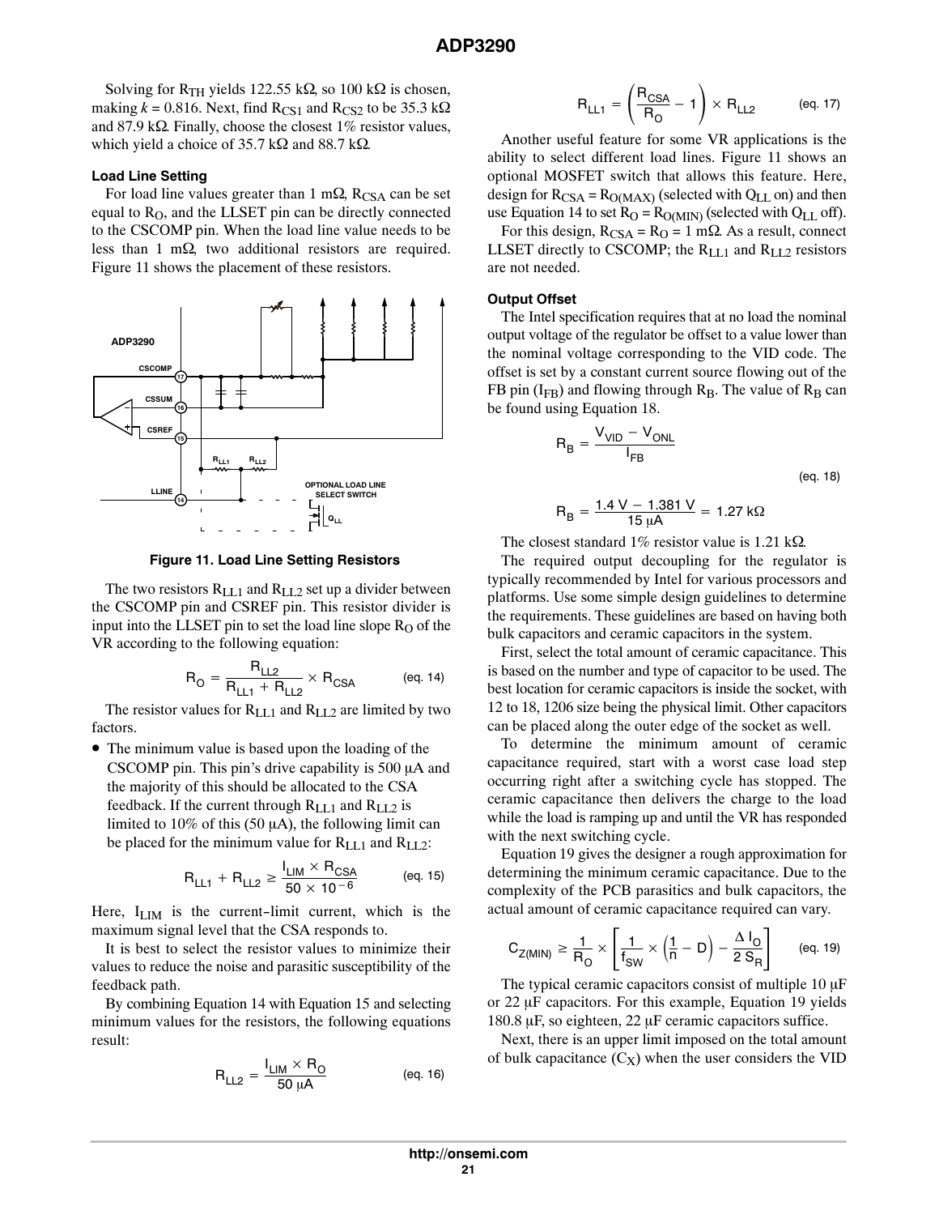Solving for $R_{TH}$ yields 122.55 kΩ, so 100 kΩ is chosen, making $k = 0.816$. Next, find $R_{CS1}$ and $R_{CS2}$ to be 35.3 kΩ and 87.9 kΩ. Finally, choose the closest 1% resistor values, which yield a choice of 35.7 kΩ and 88.7 kΩ.

#### Load Line Setting

For load line values greater than 1 mΩ, $R_{CSA}$ can be set equal to $R_O$, and the LLSET pin can be directly connected to the CSCOMP pin. When the load line value needs to be less than 1 mΩ, two additional resistors are required. Figure 11 shows the placement of these resistors.

**Figure 11. Load Line Setting Resistors**

The two resistors $R_{LL1}$ and $R_{LL2}$ set up a divider between the CSCOMP pin and CSREF pin. This resistor divider is input into the LLSET pin to set the load line slope $R_O$ of the VR according to the following equation:

$$R_O = \frac{R_{LL2}}{R_{LL1} + R_{LL2}} \times R_{CSA} \qquad \text{(eq. 14)}$$

The resistor values for $R_{LL1}$ and $R_{LL2}$ are limited by two factors.

- The minimum value is based upon the loading of the CSCOMP pin. This pin's drive capability is 500 μA and the majority of this should be allocated to the CSA feedback. If the current through $R_{LL1}$ and $R_{LL2}$ is limited to 10% of this (50 μA), the following limit can be placed for the minimum value for $R_{LL1}$ and $R_{LL2}$:

$$R_{LL1} + R_{LL2} \geq \frac{I_{LIM} \times R_{CSA}}{50 \times 10^{-6}} \qquad \text{(eq. 15)}$$

Here, $I_{LIM}$ is the current-limit current, which is the maximum signal level that the CSA responds to.

It is best to select the resistor values to minimize their values to reduce the noise and parasitic susceptibility of the feedback path.

By combining Equation 14 with Equation 15 and selecting minimum values for the resistors, the following equations result:

$$R_{LL2} = \frac{I_{LIM} \times R_O}{50\ \mu A} \qquad \text{(eq. 16)}$$

$$R_{LL1} = \left(\frac{R_{CSA}}{R_O} - 1\right) \times R_{LL2} \qquad \text{(eq. 17)}$$

Another useful feature for some VR applications is the ability to select different load lines. Figure 11 shows an optional MOSFET switch that allows this feature. Here, design for $R_{CSA} = R_{O(MAX)}$ (selected with $Q_{LL}$ on) and then use Equation 14 to set $R_O = R_{O(MIN)}$ (selected with $Q_{LL}$ off).

For this design, $R_{CSA} = R_O = 1$ mΩ. As a result, connect LLSET directly to CSCOMP; the $R_{LL1}$ and $R_{LL2}$ resistors are not needed.

#### Output Offset

The Intel specification requires that at no load the nominal output voltage of the regulator be offset to a value lower than the nominal voltage corresponding to the VID code. The offset is set by a constant current source flowing out of the FB pin ($I_{FB}$) and flowing through $R_B$. The value of $R_B$ can be found using Equation 18.

$$R_B = \frac{V_{VID} - V_{ONL}}{I_{FB}} \qquad \text{(eq. 18)}$$

$$R_B = \frac{1.4\ V - 1.381\ V}{15\ \mu A} = 1.27\ k\Omega$$

The closest standard 1% resistor value is 1.21 kΩ.

The required output decoupling for the regulator is typically recommended by Intel for various processors and platforms. Use some simple design guidelines to determine the requirements. These guidelines are based on having both bulk capacitors and ceramic capacitors in the system.

First, select the total amount of ceramic capacitance. This is based on the number and type of capacitor to be used. The best location for ceramic capacitors is inside the socket, with 12 to 18, 1206 size being the physical limit. Other capacitors can be placed along the outer edge of the socket as well.

To determine the minimum amount of ceramic capacitance required, start with a worst case load step occurring right after a switching cycle has stopped. The ceramic capacitance then delivers the charge to the load while the load is ramping up and until the VR has responded with the next switching cycle.

Equation 19 gives the designer a rough approximation for determining the minimum ceramic capacitance. Due to the complexity of the PCB parasitics and bulk capacitors, the actual amount of ceramic capacitance required can vary.

$$C_{Z(MIN)} \geq \frac{1}{R_O} \times \left[\frac{1}{f_{SW}} \times \left(\frac{1}{n} - D\right) - \frac{\Delta I_O}{2\, S_R}\right] \qquad \text{(eq. 19)}$$

The typical ceramic capacitors consist of multiple 10 μF or 22 μF capacitors. For this example, Equation 19 yields 180.8 μF, so eighteen, 22 μF ceramic capacitors suffice.

Next, there is an upper limit imposed on the total amount of bulk capacitance ($C_X$) when the user considers the VID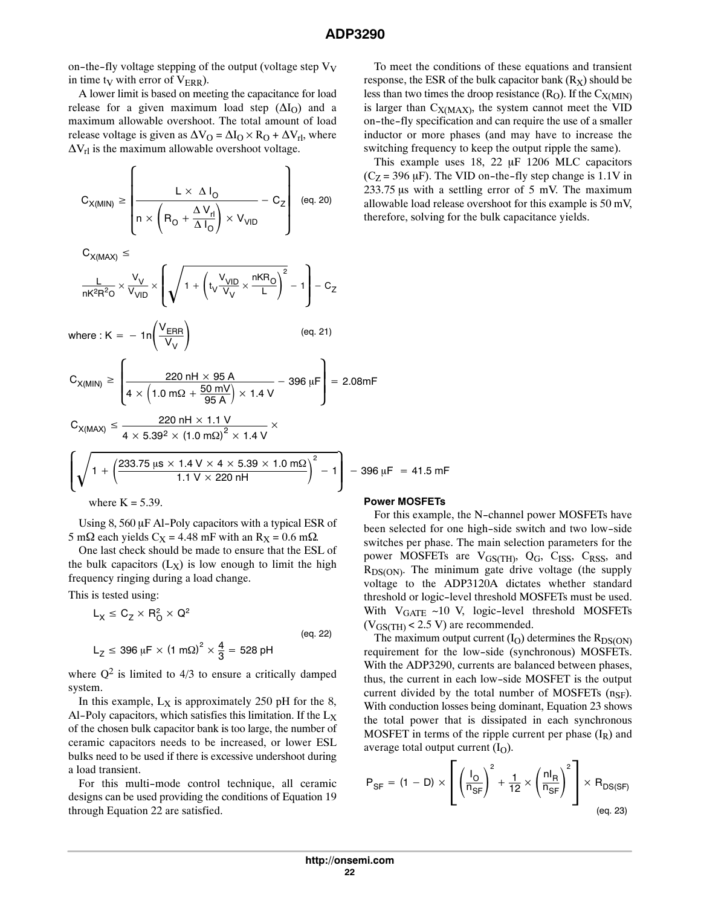on-the-fly voltage stepping of the output (voltage step $V_V$ in time $t_V$ with error of $V_{ERR}$).

A lower limit is based on meeting the capacitance for load release for a given maximum load step ($\Delta I_O$) and a maximum allowable overshoot. The total amount of load release voltage is given as $\Delta V_O = \Delta I_O \times R_O + \Delta V_{rl}$, where $\Delta V_{rl}$ is the maximum allowable overshoot voltage.

$$C_{X(MIN)} \geq \left( \frac{L \times \Delta I_O}{n \times \left( R_O + \frac{\Delta V_{rl}}{\Delta I_O} \right) \times V_{VID}} - C_Z \right) \quad \text{(eq. 20)}$$

$$C_{X(MAX)} \leq \frac{L}{nK^2R^2{}_O} \times \frac{V_V}{V_{VID}} \times \left( \sqrt{1 + \left( t_V \frac{V_{VID}}{V_V} \times \frac{nKR_O}{L} \right)^2} - 1 \right) - C_Z$$

$$\text{where : } K = -1n\left( \frac{V_{ERR}}{V_V} \right) \quad \text{(eq. 21)}$$

$$C_{X(MIN)} \geq \left( \frac{220\text{ nH} \times 95\text{ A}}{4 \times \left( 1.0\text{ m}\Omega + \frac{50\text{ mV}}{95\text{ A}} \right) \times 1.4\text{ V}} - 396\ \mu\text{F} \right) = 2.08\text{mF}$$

$$C_{X(MAX)} \leq \frac{220\text{ nH} \times 1.1\text{ V}}{4 \times 5.39^2 \times (1.0\text{ m}\Omega)^2 \times 1.4\text{ V}} \times$$

$$\left( \sqrt{1 + \left( \frac{233.75\ \mu\text{s} \times 1.4\text{ V} \times 4 \times 5.39 \times 1.0\text{ m}\Omega}{1.1\text{ V} \times 220\text{ nH}} \right)^2} - 1 \right) - 396\ \mu\text{F} = 41.5\text{ mF}$$

where K = 5.39.

Using 8, 560 μF Al-Poly capacitors with a typical ESR of 5 mΩ each yields $C_X$ = 4.48 mF with an $R_X$ = 0.6 mΩ.

One last check should be made to ensure that the ESL of the bulk capacitors ($L_X$) is low enough to limit the high frequency ringing during a load change.

This is tested using:

$$L_X \leq C_Z \times R_O^2 \times Q^2$$

$$L_Z \leq 396\ \mu\text{F} \times (1\text{ m}\Omega)^2 \times \frac{4}{3} = 528\text{ pH} \quad \text{(eq. 22)}$$

where $Q^2$ is limited to 4/3 to ensure a critically damped system.

In this example, $L_X$ is approximately 250 pH for the 8, Al-Poly capacitors, which satisfies this limitation. If the $L_X$ of the chosen bulk capacitor bank is too large, the number of ceramic capacitors needs to be increased, or lower ESL bulks need to be used if there is excessive undershoot during a load transient.

For this multi-mode control technique, all ceramic designs can be used providing the conditions of Equation 19 through Equation 22 are satisfied.

To meet the conditions of these equations and transient response, the ESR of the bulk capacitor bank ($R_X$) should be less than two times the droop resistance ($R_O$). If the $C_{X(MIN)}$ is larger than $C_{X(MAX)}$, the system cannot meet the VID on-the-fly specification and can require the use of a smaller inductor or more phases (and may have to increase the switching frequency to keep the output ripple the same).

This example uses 18, 22 μF 1206 MLC capacitors ($C_Z$ = 396 μF). The VID on-the-fly step change is 1.1V in 233.75 μs with a settling error of 5 mV. The maximum allowable load release overshoot for this example is 50 mV, therefore, solving for the bulk capacitance yields.

#### Power MOSFETs

For this example, the N-channel power MOSFETs have been selected for one high-side switch and two low-side switches per phase. The main selection parameters for the power MOSFETs are $V_{GS(TH)}$, $Q_G$, $C_{ISS}$, $C_{RSS}$, and $R_{DS(ON)}$. The minimum gate drive voltage (the supply voltage to the ADP3120A dictates whether standard threshold or logic-level threshold MOSFETs must be used. With $V_{GATE}$ ~10 V, logic-level threshold MOSFETs ($V_{GS(TH)}$ < 2.5 V) are recommended.

The maximum output current ($I_O$) determines the $R_{DS(ON)}$ requirement for the low-side (synchronous) MOSFETs. With the ADP3290, currents are balanced between phases, thus, the current in each low-side MOSFET is the output current divided by the total number of MOSFETs ($n_{SF}$). With conduction losses being dominant, Equation 23 shows the total power that is dissipated in each synchronous MOSFET in terms of the ripple current per phase ($I_R$) and average total output current ($I_O$).

$$P_{SF} = (1 - D) \times \left[ \left( \frac{I_O}{n_{SF}} \right)^2 + \frac{1}{12} \times \left( \frac{nI_R}{n_{SF}} \right)^2 \right] \times R_{DS(SF)} \quad \text{(eq. 23)}$$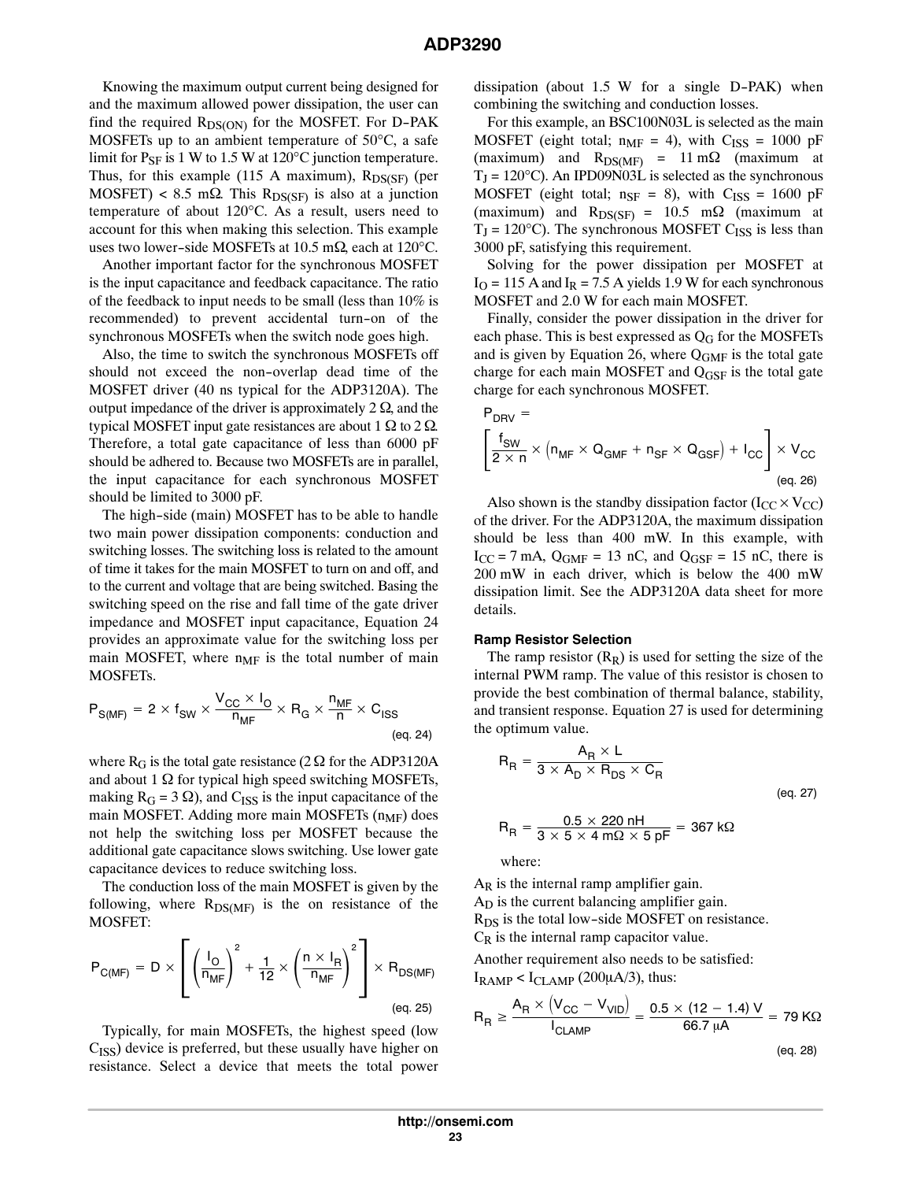Knowing the maximum output current being designed for and the maximum allowed power dissipation, the user can find the required $R_{DS(ON)}$ for the MOSFET. For D-PAK MOSFETs up to an ambient temperature of 50°C, a safe limit for $P_{SF}$ is 1 W to 1.5 W at 120°C junction temperature. Thus, for this example (115 A maximum), $R_{DS(SF)}$ (per MOSFET) < 8.5 mΩ. This $R_{DS(SF)}$ is also at a junction temperature of about 120°C. As a result, users need to account for this when making this selection. This example uses two lower-side MOSFETs at 10.5 mΩ, each at 120°C.

Another important factor for the synchronous MOSFET is the input capacitance and feedback capacitance. The ratio of the feedback to input needs to be small (less than 10% is recommended) to prevent accidental turn-on of the synchronous MOSFETs when the switch node goes high.

Also, the time to switch the synchronous MOSFETs off should not exceed the non-overlap dead time of the MOSFET driver (40 ns typical for the ADP3120A). The output impedance of the driver is approximately 2 Ω, and the typical MOSFET input gate resistances are about 1 Ω to 2 Ω. Therefore, a total gate capacitance of less than 6000 pF should be adhered to. Because two MOSFETs are in parallel, the input capacitance for each synchronous MOSFET should be limited to 3000 pF.

The high-side (main) MOSFET has to be able to handle two main power dissipation components: conduction and switching losses. The switching loss is related to the amount of time it takes for the main MOSFET to turn on and off, and to the current and voltage that are being switched. Basing the switching speed on the rise and fall time of the gate driver impedance and MOSFET input capacitance, Equation 24 provides an approximate value for the switching loss per main MOSFET, where $n_{MF}$ is the total number of main MOSFETs.

$$P_{S(MF)} = 2 \times f_{SW} \times \frac{V_{CC} \times I_O}{n_{MF}} \times R_G \times \frac{n_{MF}}{n} \times C_{ISS} \quad \text{(eq. 24)}$$

where $R_G$ is the total gate resistance (2 Ω for the ADP3120A and about 1 Ω for typical high speed switching MOSFETs, making $R_G$ = 3 Ω), and $C_{ISS}$ is the input capacitance of the main MOSFET. Adding more main MOSFETs ($n_{MF}$) does not help the switching loss per MOSFET because the additional gate capacitance slows switching. Use lower gate capacitance devices to reduce switching loss.

The conduction loss of the main MOSFET is given by the following, where $R_{DS(MF)}$ is the on resistance of the MOSFET:

$$P_{C(MF)} = D \times \left[ \left( \frac{I_O}{n_{MF}} \right)^2 + \frac{1}{12} \times \left( \frac{n \times I_R}{n_{MF}} \right)^2 \right] \times R_{DS(MF)} \quad \text{(eq. 25)}$$

Typically, for main MOSFETs, the highest speed (low $C_{ISS}$) device is preferred, but these usually have higher on resistance. Select a device that meets the total power dissipation (about 1.5 W for a single D-PAK) when combining the switching and conduction losses.

For this example, an BSC100N03L is selected as the main MOSFET (eight total; $n_{MF}$ = 4), with $C_{ISS}$ = 1000 pF (maximum) and $R_{DS(MF)}$ = 11 mΩ (maximum at $T_J$ = 120°C). An IPD09N03L is selected as the synchronous MOSFET (eight total; $n_{SF}$ = 8), with $C_{ISS}$ = 1600 pF (maximum) and $R_{DS(SF)}$ = 10.5 mΩ (maximum at $T_J$ = 120°C). The synchronous MOSFET $C_{ISS}$ is less than 3000 pF, satisfying this requirement.

Solving for the power dissipation per MOSFET at $I_O$ = 115 A and $I_R$ = 7.5 A yields 1.9 W for each synchronous MOSFET and 2.0 W for each main MOSFET.

Finally, consider the power dissipation in the driver for each phase. This is best expressed as $Q_G$ for the MOSFETs and is given by Equation 26, where $Q_{GMF}$ is the total gate charge for each main MOSFET and $Q_{GSF}$ is the total gate charge for each synchronous MOSFET.

$$P_{DRV} = \left[ \frac{f_{SW}}{2 \times n} \times \left( n_{MF} \times Q_{GMF} + n_{SF} \times Q_{GSF} \right) + I_{CC} \right] \times V_{CC} \quad \text{(eq. 26)}$$

Also shown is the standby dissipation factor ($I_{CC} \times V_{CC}$) of the driver. For the ADP3120A, the maximum dissipation should be less than 400 mW. In this example, with $I_{CC}$ = 7 mA, $Q_{GMF}$ = 13 nC, and $Q_{GSF}$ = 15 nC, there is 200 mW in each driver, which is below the 400 mW dissipation limit. See the ADP3120A data sheet for more details.

### Ramp Resistor Selection

The ramp resistor ($R_R$) is used for setting the size of the internal PWM ramp. The value of this resistor is chosen to provide the best combination of thermal balance, stability, and transient response. Equation 27 is used for determining the optimum value.

$$R_R = \frac{A_R \times L}{3 \times A_D \times R_{DS} \times C_R} \quad \text{(eq. 27)}$$

$$R_R = \frac{0.5 \times 220 \text{ nH}}{3 \times 5 \times 4 \text{ m}\Omega \times 5 \text{ pF}} = 367 \text{ k}\Omega$$

where:

$A_R$ is the internal ramp amplifier gain.
$A_D$ is the current balancing amplifier gain.
$R_{DS}$ is the total low-side MOSFET on resistance.
$C_R$ is the internal ramp capacitor value.

Another requirement also needs to be satisfied:
$I_{RAMP} < I_{CLAMP}$ (200μA/3), thus:

$$R_R \geq \frac{A_R \times \left( V_{CC} - V_{VID} \right)}{I_{CLAMP}} = \frac{0.5 \times (12 - 1.4) \text{ V}}{66.7 \text{ μA}} = 79 \text{ K}\Omega \quad \text{(eq. 28)}$$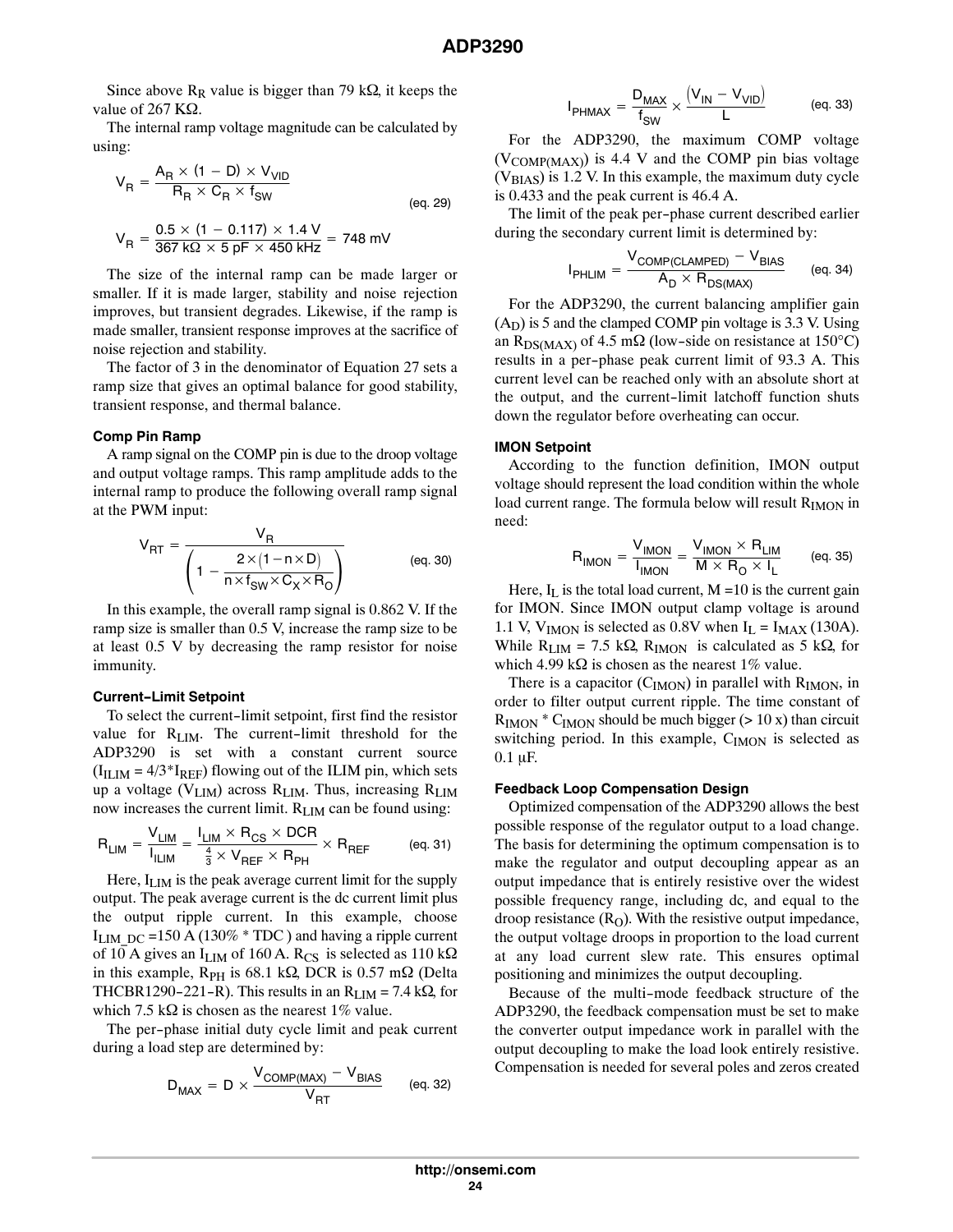Since above $R_R$ value is bigger than 79 kΩ, it keeps the value of 267 KΩ.

The internal ramp voltage magnitude can be calculated by using:

$$V_R = \frac{A_R \times (1 - D) \times V_{VID}}{R_R \times C_R \times f_{SW}} \qquad \text{(eq. 29)}$$

$$V_R = \frac{0.5 \times (1 - 0.117) \times 1.4\ V}{367\ k\Omega \times 5\ pF \times 450\ kHz} = 748\ mV$$

The size of the internal ramp can be made larger or smaller. If it is made larger, stability and noise rejection improves, but transient degrades. Likewise, if the ramp is made smaller, transient response improves at the sacrifice of noise rejection and stability.

The factor of 3 in the denominator of Equation 27 sets a ramp size that gives an optimal balance for good stability, transient response, and thermal balance.

### Comp Pin Ramp

A ramp signal on the COMP pin is due to the droop voltage and output voltage ramps. This ramp amplitude adds to the internal ramp to produce the following overall ramp signal at the PWM input:

$$V_{RT} = \frac{V_R}{\left(1 - \frac{2 \times (1 - n \times D)}{n \times f_{SW} \times C_X \times R_O}\right)} \qquad \text{(eq. 30)}$$

In this example, the overall ramp signal is 0.862 V. If the ramp size is smaller than 0.5 V, increase the ramp size to be at least 0.5 V by decreasing the ramp resistor for noise immunity.

### Current-Limit Setpoint

To select the current-limit setpoint, first find the resistor value for $R_{LIM}$. The current-limit threshold for the ADP3290 is set with a constant current source ($I_{ILIM}$ = 4/3*$I_{REF}$) flowing out of the ILIM pin, which sets up a voltage ($V_{LIM}$) across $R_{LIM}$. Thus, increasing $R_{LIM}$ now increases the current limit. $R_{LIM}$ can be found using:

$$R_{LIM} = \frac{V_{LIM}}{I_{ILIM}} = \frac{I_{LIM} \times R_{CS} \times DCR}{\frac{4}{3} \times V_{REF} \times R_{PH}} \times R_{REF} \qquad \text{(eq. 31)}$$

Here, $I_{LIM}$ is the peak average current limit for the supply output. The peak average current is the dc current limit plus the output ripple current. In this example, choose $I_{LIM\_DC}$ =150 A (130% * TDC ) and having a ripple current of 10 A gives an $I_{LIM}$ of 160 A. $R_{CS}$ is selected as 110 kΩ in this example, $R_{PH}$ is 68.1 kΩ, DCR is 0.57 mΩ (Delta THCBR1290-221-R). This results in an $R_{LIM}$ = 7.4 kΩ, for which 7.5 kΩ is chosen as the nearest 1% value.

The per-phase initial duty cycle limit and peak current during a load step are determined by:

$$D_{MAX} = D \times \frac{V_{COMP(MAX)} - V_{BIAS}}{V_{RT}} \qquad \text{(eq. 32)}$$

$$I_{PHMAX} = \frac{D_{MAX}}{f_{SW}} \times \frac{(V_{IN} - V_{VID})}{L} \qquad \text{(eq. 33)}$$

For the ADP3290, the maximum COMP voltage ($V_{COMP(MAX)}$) is 4.4 V and the COMP pin bias voltage ($V_{BIAS}$) is 1.2 V. In this example, the maximum duty cycle is 0.433 and the peak current is 46.4 A.

The limit of the peak per-phase current described earlier during the secondary current limit is determined by:

$$I_{PHLIM} = \frac{V_{COMP(CLAMPED)} - V_{BIAS}}{A_D \times R_{DS(MAX)}} \qquad \text{(eq. 34)}$$

For the ADP3290, the current balancing amplifier gain ($A_D$) is 5 and the clamped COMP pin voltage is 3.3 V. Using an $R_{DS(MAX)}$ of 4.5 mΩ (low-side on resistance at 150°C) results in a per-phase peak current limit of 93.3 A. This current level can be reached only with an absolute short at the output, and the current-limit latchoff function shuts down the regulator before overheating can occur.

### IMON Setpoint

According to the function definition, IMON output voltage should represent the load condition within the whole load current range. The formula below will result $R_{IMON}$ in need:

$$R_{IMON} = \frac{V_{IMON}}{I_{IMON}} = \frac{V_{IMON} \times R_{LIM}}{M \times R_O \times I_L} \qquad \text{(eq. 35)}$$

Here, $I_L$ is the total load current, M =10 is the current gain for IMON. Since IMON output clamp voltage is around 1.1 V, $V_{IMON}$ is selected as 0.8V when $I_L = I_{MAX}$ (130A). While $R_{LIM}$ = 7.5 kΩ, $R_{IMON}$ is calculated as 5 kΩ, for which 4.99 kΩ is chosen as the nearest 1% value.

There is a capacitor ($C_{IMON}$) in parallel with $R_{IMON}$, in order to filter output current ripple. The time constant of $R_{IMON}$ * $C_{IMON}$ should be much bigger (> 10 x) than circuit switching period. In this example, $C_{IMON}$ is selected as 0.1 µF.

### Feedback Loop Compensation Design

Optimized compensation of the ADP3290 allows the best possible response of the regulator output to a load change. The basis for determining the optimum compensation is to make the regulator and output decoupling appear as an output impedance that is entirely resistive over the widest possible frequency range, including dc, and equal to the droop resistance ($R_O$). With the resistive output impedance, the output voltage droops in proportion to the load current at any load current slew rate. This ensures optimal positioning and minimizes the output decoupling.

Because of the multi-mode feedback structure of the ADP3290, the feedback compensation must be set to make the converter output impedance work in parallel with the output decoupling to make the load look entirely resistive. Compensation is needed for several poles and zeros created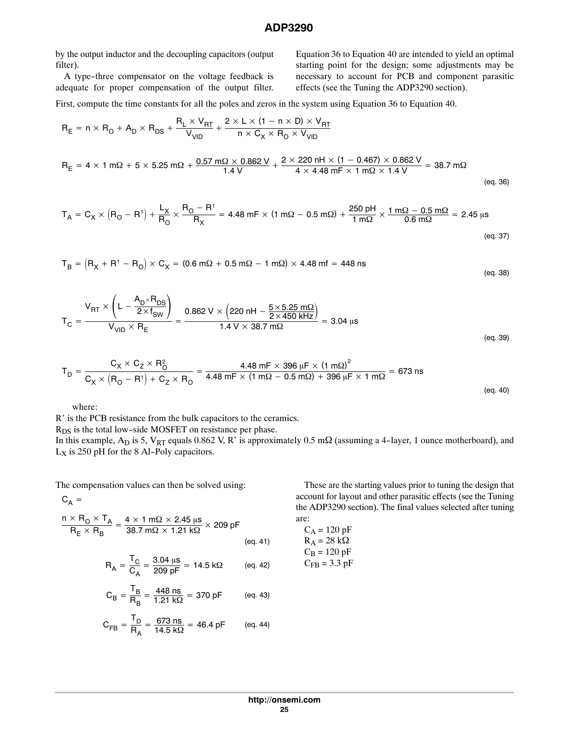by the output inductor and the decoupling capacitors (output filter).

A type-three compensator on the voltage feedback is adequate for proper compensation of the output filter. Equation 36 to Equation 40 are intended to yield an optimal starting point for the design; some adjustments may be necessary to account for PCB and component parasitic effects (see the Tuning the ADP3290 section).

First, compute the time constants for all the poles and zeros in the system using Equation 36 to Equation 40.

$$R_E = n \times R_O + A_D \times R_{DS} + \frac{R_L \times V_{RT}}{V_{VID}} + \frac{2 \times L \times (1 - n \times D) \times V_{RT}}{n \times C_X \times R_O \times V_{VID}}$$

$$R_E = 4 \times 1\ \text{m}\Omega + 5 \times 5.25\ \text{m}\Omega + \frac{0.57\ \text{m}\Omega \times 0.862\ \text{V}}{1.4\ \text{V}} + \frac{2 \times 220\ \text{nH} \times (1 - 0.467) \times 0.862\ \text{V}}{4 \times 4.48\ \text{mF} \times 1\ \text{m}\Omega \times 1.4\ \text{V}} = 38.7\ \text{m}\Omega \quad \text{(eq. 36)}$$

$$T_A = C_X \times \left(R_O - R^1\right) + \frac{L_X}{R_O} \times \frac{R_O - R^1}{R_X} = 4.48\ \text{mF} \times (1\ \text{m}\Omega - 0.5\ \text{m}\Omega) + \frac{250\ \text{pH}}{1\ \text{m}\Omega} \times \frac{1\ \text{m}\Omega - 0.5\ \text{m}\Omega}{0.6\ \text{m}\Omega} = 2.45\ \mu\text{s} \quad \text{(eq. 37)}$$

$$T_B = \left(R_X + R^1 - R_O\right) \times C_X = (0.6\ \text{m}\Omega + 0.5\ \text{m}\Omega - 1\ \text{m}\Omega) \times 4.48\ \text{mf} = 448\ \text{ns} \quad \text{(eq. 38)}$$

$$T_C = \frac{V_{RT} \times \left(L - \frac{A_D \times R_{DS}}{2 \times f_{SW}}\right)}{V_{VID} \times R_E} = \frac{0.862\ \text{V} \times \left(220\ \text{nH} - \frac{5 \times 5.25\ \text{m}\Omega}{2 \times 450\ \text{kHz}}\right)}{1.4\ \text{V} \times 38.7\ \text{m}\Omega} = 3.04\ \mu\text{s} \quad \text{(eq. 39)}$$

$$T_D = \frac{C_X \times C_Z \times R_O^2}{C_X \times \left(R_O - R^1\right) + C_Z \times R_O} = \frac{4.48\ \text{mF} \times 396\ \mu\text{F} \times (1\ \text{m}\Omega)^2}{4.48\ \text{mF} \times (1\ \text{m}\Omega - 0.5\ \text{m}\Omega) + 396\ \mu\text{F} \times 1\ \text{m}\Omega} = 673\ \text{ns} \quad \text{(eq. 40)}$$

where:
R' is the PCB resistance from the bulk capacitors to the ceramics.
$R_{DS}$ is the total low-side MOSFET on resistance per phase.
In this example, $A_D$ is 5, $V_{RT}$ equals 0.862 V, R' is approximately 0.5 mΩ (assuming a 4-layer, 1 ounce motherboard), and $L_X$ is 250 pH for the 8 Al-Poly capacitors.

The compensation values can then be solved using:

$$C_A = \frac{n \times R_O \times T_A}{R_E \times R_B} = \frac{4 \times 1\ \text{m}\Omega \times 2.45\ \mu\text{s}}{38.7\ \text{m}\Omega \times 1.21\ \text{k}\Omega} \times 209\ \text{pF} \quad \text{(eq. 41)}$$

$$R_A = \frac{T_C}{C_A} = \frac{3.04\ \mu\text{s}}{209\ \text{pF}} = 14.5\ \text{k}\Omega \quad \text{(eq. 42)}$$

$$C_B = \frac{T_B}{R_B} = \frac{448\ \text{ns}}{1.21\ \text{k}\Omega} = 370\ \text{pF} \quad \text{(eq. 43)}$$

$$C_{FB} = \frac{T_D}{R_A} = \frac{673\ \text{ns}}{14.5\ \text{k}\Omega} = 46.4\ \text{pF} \quad \text{(eq. 44)}$$

These are the starting values prior to tuning the design that account for layout and other parasitic effects (see the Tuning the ADP3290 section). The final values selected after tuning are:

$C_A$ = 120 pF
$R_A$ = 28 kΩ
$C_B$ = 120 pF
$C_{FB}$ = 3.3 pF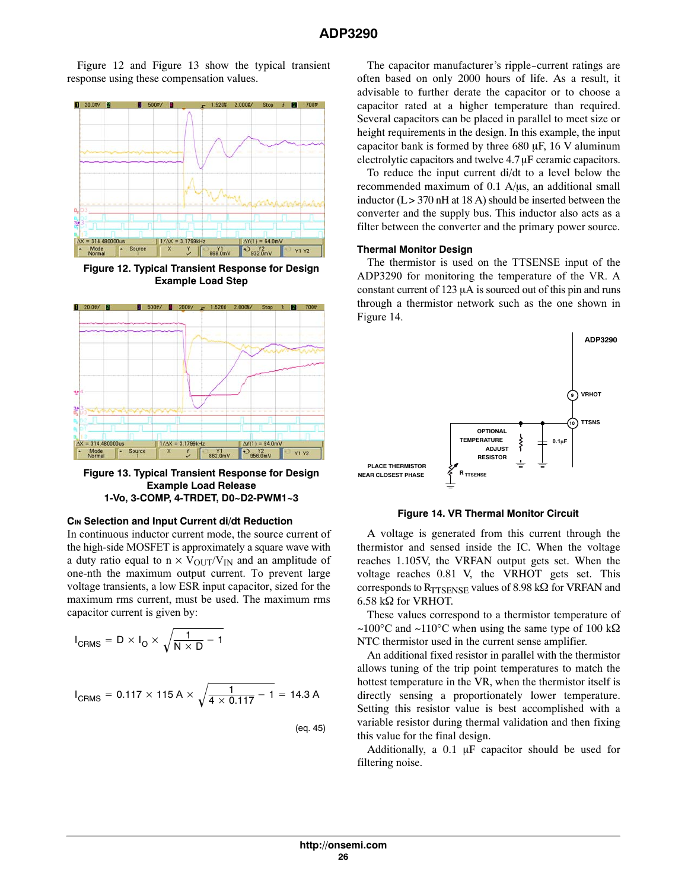Figure 12 and Figure 13 show the typical transient response using these compensation values.

Figure 12. Typical Transient Response for Design Example Load Step

Figure 13. Typical Transient Response for Design Example Load Release
1-Vo, 3-COMP, 4-TRDET, D0~D2-PWM1~3

### $C_{IN}$ Selection and Input Current di/dt Reduction

In continuous inductor current mode, the source current of the high-side MOSFET is approximately a square wave with a duty ratio equal to $n \times V_{OUT}/V_{IN}$ and an amplitude of one-nth the maximum output current. To prevent large voltage transients, a low ESR input capacitor, sized for the maximum rms current, must be used. The maximum rms capacitor current is given by:

$$I_{CRMS} = D \times I_O \times \sqrt{\frac{1}{N \times D} - 1}$$

$$I_{CRMS} = 0.117 \times 115\ A \times \sqrt{\frac{1}{4 \times 0.117} - 1} = 14.3\ A \qquad \text{(eq. 45)}$$

The capacitor manufacturer's ripple-current ratings are often based on only 2000 hours of life. As a result, it advisable to further derate the capacitor or to choose a capacitor rated at a higher temperature than required. Several capacitors can be placed in parallel to meet size or height requirements in the design. In this example, the input capacitor bank is formed by three 680 µF, 16 V aluminum electrolytic capacitors and twelve 4.7 µF ceramic capacitors.

To reduce the input current di/dt to a level below the recommended maximum of 0.1 A/µs, an additional small inductor (L > 370 nH at 18 A) should be inserted between the converter and the supply bus. This inductor also acts as a filter between the converter and the primary power source.

### Thermal Monitor Design

The thermistor is used on the TTSENSE input of the ADP3290 for monitoring the temperature of the VR. A constant current of 123 µA is sourced out of this pin and runs through a thermistor network such as the one shown in Figure 14.

Figure 14. VR Thermal Monitor Circuit

A voltage is generated from this current through the thermistor and sensed inside the IC. When the voltage reaches 1.105V, the VRFAN output gets set. When the voltage reaches 0.81 V, the VRHOT gets set. This corresponds to $R_{TTSENSE}$ values of 8.98 kΩ for VRFAN and 6.58 kΩ for VRHOT.

These values correspond to a thermistor temperature of ~100°C and ~110°C when using the same type of 100 kΩ NTC thermistor used in the current sense amplifier.

An additional fixed resistor in parallel with the thermistor allows tuning of the trip point temperatures to match the hottest temperature in the VR, when the thermistor itself is directly sensing a proportionately lower temperature. Setting this resistor value is best accomplished with a variable resistor during thermal validation and then fixing this value for the final design.

Additionally, a 0.1 µF capacitor should be used for filtering noise.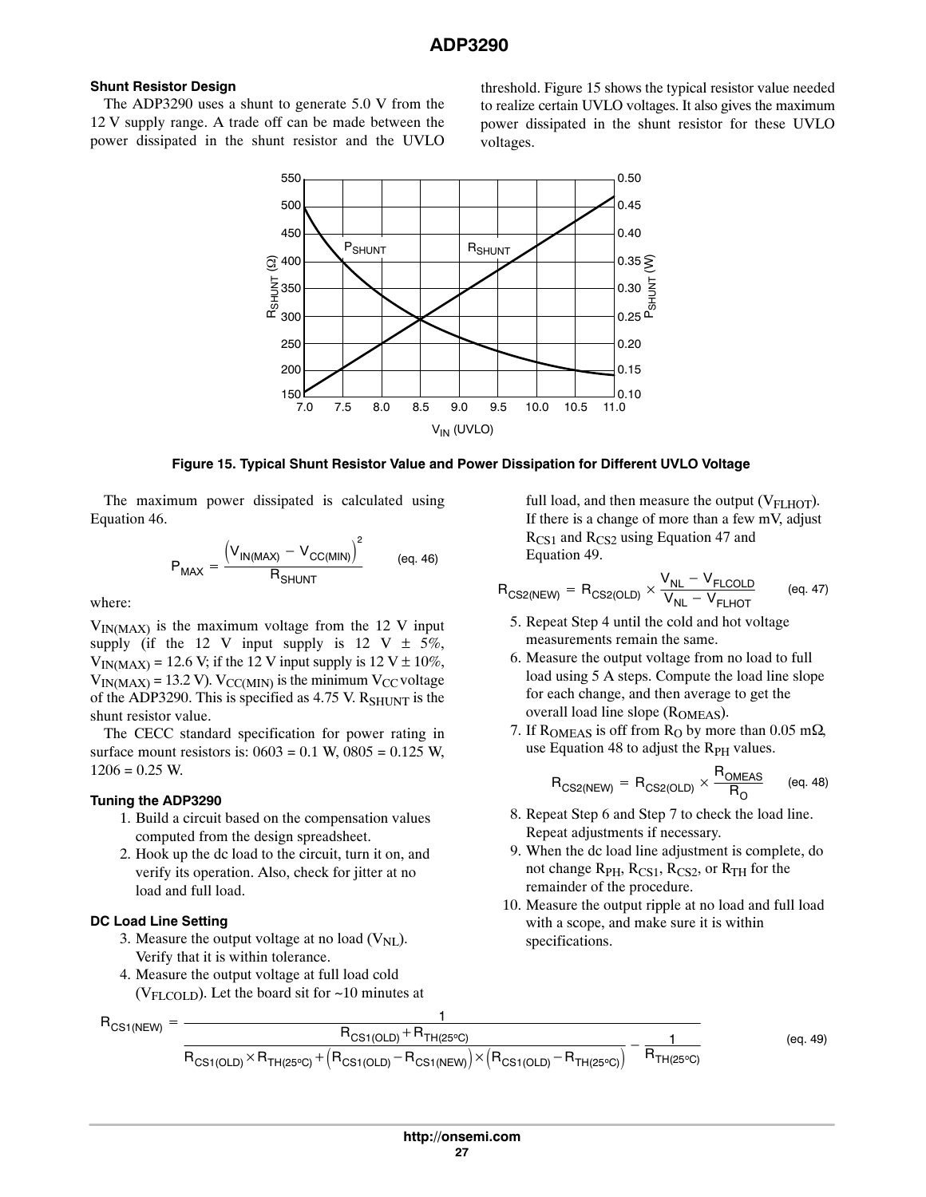## Shunt Resistor Design

The ADP3290 uses a shunt to generate 5.0 V from the 12 V supply range. A trade off can be made between the power dissipated in the shunt resistor and the UVLO threshold. Figure 15 shows the typical resistor value needed to realize certain UVLO voltages. It also gives the maximum power dissipated in the shunt resistor for these UVLO voltages.

**Figure 15. Typical Shunt Resistor Value and Power Dissipation for Different UVLO Voltage**

The maximum power dissipated is calculated using Equation 46.

$$P_{MAX} = \frac{\left(V_{IN(MAX)} - V_{CC(MIN)}\right)^2}{R_{SHUNT}} \qquad \text{(eq. 46)}$$

where:

$V_{IN(MAX)}$ is the maximum voltage from the 12 V input supply (if the 12 V input supply is 12 V ± 5%, $V_{IN(MAX)}$ = 12.6 V; if the 12 V input supply is 12 V ± 10%, $V_{IN(MAX)}$ = 13.2 V). $V_{CC(MIN)}$ is the minimum $V_{CC}$ voltage of the ADP3290. This is specified as 4.75 V. $R_{SHUNT}$ is the shunt resistor value.

The CECC standard specification for power rating in surface mount resistors is: 0603 = 0.1 W, 0805 = 0.125 W, 1206 = 0.25 W.

## Tuning the ADP3290

1. Build a circuit based on the compensation values computed from the design spreadsheet.
2. Hook up the dc load to the circuit, turn it on, and verify its operation. Also, check for jitter at no load and full load.

### DC Load Line Setting

3. Measure the output voltage at no load ($V_{NL}$). Verify that it is within tolerance.
4. Measure the output voltage at full load cold ($V_{FLCOLD}$). Let the board sit for ~10 minutes at full load, and then measure the output ($V_{FLHOT}$). If there is a change of more than a few mV, adjust $R_{CS1}$ and $R_{CS2}$ using Equation 47 and Equation 49.

$$R_{CS2(NEW)} = R_{CS2(OLD)} \times \frac{V_{NL} - V_{FLCOLD}}{V_{NL} - V_{FLHOT}} \qquad \text{(eq. 47)}$$

5. Repeat Step 4 until the cold and hot voltage measurements remain the same.
6. Measure the output voltage from no load to full load using 5 A steps. Compute the load line slope for each change, and then average to get the overall load line slope ($R_{OMEAS}$).
7. If $R_{OMEAS}$ is off from $R_O$ by more than 0.05 mΩ, use Equation 48 to adjust the $R_{PH}$ values.

$$R_{CS2(NEW)} = R_{CS2(OLD)} \times \frac{R_{OMEAS}}{R_O} \qquad \text{(eq. 48)}$$

8. Repeat Step 6 and Step 7 to check the load line. Repeat adjustments if necessary.
9. When the dc load line adjustment is complete, do not change $R_{PH}$, $R_{CS1}$, $R_{CS2}$, or $R_{TH}$ for the remainder of the procedure.
10. Measure the output ripple at no load and full load with a scope, and make sure it is within specifications.

$$R_{CS1(NEW)} = \frac{1}{\dfrac{R_{CS1(OLD)} + R_{TH(25^\circ C)}}{R_{CS1(OLD)} \times R_{TH(25^\circ C)} + \left(R_{CS1(OLD)} - R_{CS1(NEW)}\right) \times \left(R_{CS1(OLD)} - R_{TH(25^\circ C)}\right)} - \dfrac{1}{R_{TH(25^\circ C)}}} \qquad \text{(eq. 49)}$$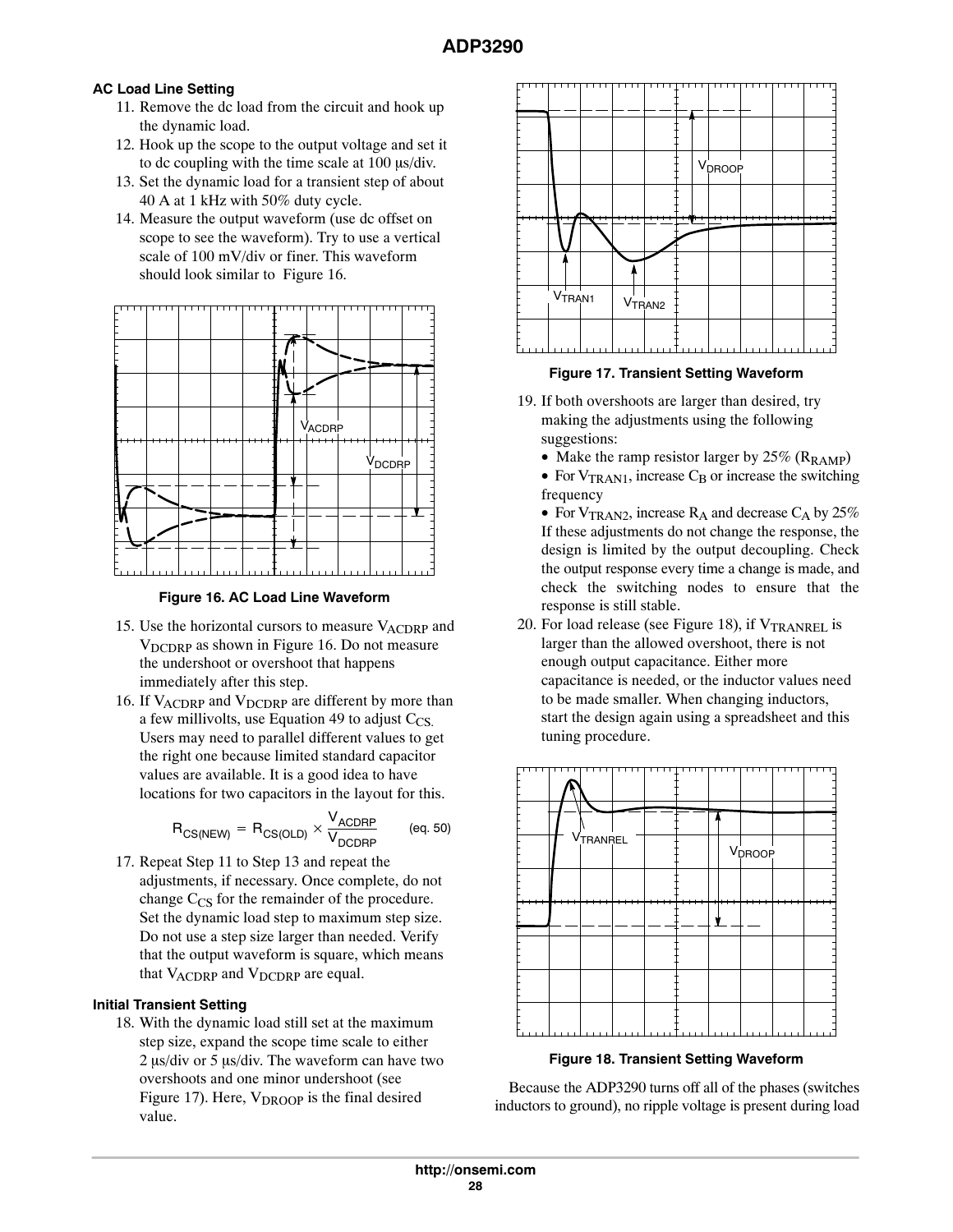### AC Load Line Setting

11. Remove the dc load from the circuit and hook up the dynamic load.
12. Hook up the scope to the output voltage and set it to dc coupling with the time scale at 100 μs/div.
13. Set the dynamic load for a transient step of about 40 A at 1 kHz with 50% duty cycle.
14. Measure the output waveform (use dc offset on scope to see the waveform). Try to use a vertical scale of 100 mV/div or finer. This waveform should look similar to Figure 16.

**Figure 16. AC Load Line Waveform**

15. Use the horizontal cursors to measure $V_{ACDRP}$ and $V_{DCDRP}$ as shown in Figure 16. Do not measure the undershoot or overshoot that happens immediately after this step.
16. If $V_{ACDRP}$ and $V_{DCDRP}$ are different by more than a few millivolts, use Equation 49 to adjust $C_{CS}$. Users may need to parallel different values to get the right one because limited standard capacitor values are available. It is a good idea to have locations for two capacitors in the layout for this.

$$R_{CS(NEW)} = R_{CS(OLD)} \times \frac{V_{ACDRP}}{V_{DCDRP}} \qquad \text{(eq. 50)}$$

17. Repeat Step 11 to Step 13 and repeat the adjustments, if necessary. Once complete, do not change $C_{CS}$ for the remainder of the procedure. Set the dynamic load step to maximum step size. Do not use a step size larger than needed. Verify that the output waveform is square, which means that $V_{ACDRP}$ and $V_{DCDRP}$ are equal.

### Initial Transient Setting

18. With the dynamic load still set at the maximum step size, expand the scope time scale to either 2 μs/div or 5 μs/div. The waveform can have two overshoots and one minor undershoot (see Figure 17). Here, $V_{DROOP}$ is the final desired value.

**Figure 17. Transient Setting Waveform**

19. If both overshoots are larger than desired, try making the adjustments using the following suggestions:
    - Make the ramp resistor larger by 25% ($R_{RAMP}$)
    - For $V_{TRAN1}$, increase $C_B$ or increase the switching frequency
    - For $V_{TRAN2}$, increase $R_A$ and decrease $C_A$ by 25%

    If these adjustments do not change the response, the design is limited by the output decoupling. Check the output response every time a change is made, and check the switching nodes to ensure that the response is still stable.
20. For load release (see Figure 18), if $V_{TRANREL}$ is larger than the allowed overshoot, there is not enough output capacitance. Either more capacitance is needed, or the inductor values need to be made smaller. When changing inductors, start the design again using a spreadsheet and this tuning procedure.

**Figure 18. Transient Setting Waveform**

Because the ADP3290 turns off all of the phases (switches inductors to ground), no ripple voltage is present during load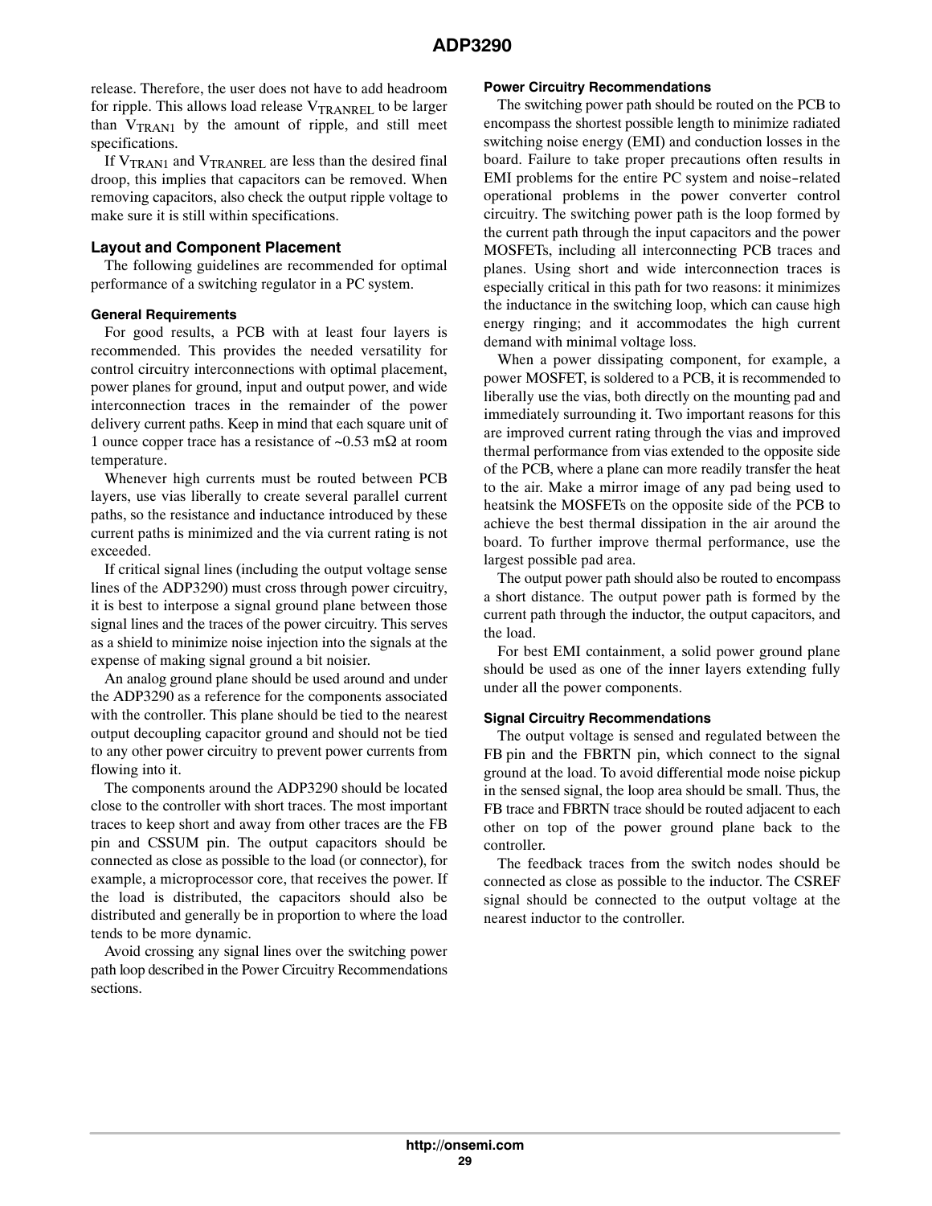release. Therefore, the user does not have to add headroom for ripple. This allows load release $V_{TRANREL}$ to be larger than $V_{TRAN1}$ by the amount of ripple, and still meet specifications.

If $V_{TRAN1}$ and $V_{TRANREL}$ are less than the desired final droop, this implies that capacitors can be removed. When removing capacitors, also check the output ripple voltage to make sure it is still within specifications.

## Layout and Component Placement

The following guidelines are recommended for optimal performance of a switching regulator in a PC system.

### General Requirements

For good results, a PCB with at least four layers is recommended. This provides the needed versatility for control circuitry interconnections with optimal placement, power planes for ground, input and output power, and wide interconnection traces in the remainder of the power delivery current paths. Keep in mind that each square unit of 1 ounce copper trace has a resistance of ~0.53 mΩ at room temperature.

Whenever high currents must be routed between PCB layers, use vias liberally to create several parallel current paths, so the resistance and inductance introduced by these current paths is minimized and the via current rating is not exceeded.

If critical signal lines (including the output voltage sense lines of the ADP3290) must cross through power circuitry, it is best to interpose a signal ground plane between those signal lines and the traces of the power circuitry. This serves as a shield to minimize noise injection into the signals at the expense of making signal ground a bit noisier.

An analog ground plane should be used around and under the ADP3290 as a reference for the components associated with the controller. This plane should be tied to the nearest output decoupling capacitor ground and should not be tied to any other power circuitry to prevent power currents from flowing into it.

The components around the ADP3290 should be located close to the controller with short traces. The most important traces to keep short and away from other traces are the FB pin and CSSUM pin. The output capacitors should be connected as close as possible to the load (or connector), for example, a microprocessor core, that receives the power. If the load is distributed, the capacitors should also be distributed and generally be in proportion to where the load tends to be more dynamic.

Avoid crossing any signal lines over the switching power path loop described in the Power Circuitry Recommendations sections.

### Power Circuitry Recommendations

The switching power path should be routed on the PCB to encompass the shortest possible length to minimize radiated switching noise energy (EMI) and conduction losses in the board. Failure to take proper precautions often results in EMI problems for the entire PC system and noise-related operational problems in the power converter control circuitry. The switching power path is the loop formed by the current path through the input capacitors and the power MOSFETs, including all interconnecting PCB traces and planes. Using short and wide interconnection traces is especially critical in this path for two reasons: it minimizes the inductance in the switching loop, which can cause high energy ringing; and it accommodates the high current demand with minimal voltage loss.

When a power dissipating component, for example, a power MOSFET, is soldered to a PCB, it is recommended to liberally use the vias, both directly on the mounting pad and immediately surrounding it. Two important reasons for this are improved current rating through the vias and improved thermal performance from vias extended to the opposite side of the PCB, where a plane can more readily transfer the heat to the air. Make a mirror image of any pad being used to heatsink the MOSFETs on the opposite side of the PCB to achieve the best thermal dissipation in the air around the board. To further improve thermal performance, use the largest possible pad area.

The output power path should also be routed to encompass a short distance. The output power path is formed by the current path through the inductor, the output capacitors, and the load.

For best EMI containment, a solid power ground plane should be used as one of the inner layers extending fully under all the power components.

### Signal Circuitry Recommendations

The output voltage is sensed and regulated between the FB pin and the FBRTN pin, which connect to the signal ground at the load. To avoid differential mode noise pickup in the sensed signal, the loop area should be small. Thus, the FB trace and FBRTN trace should be routed adjacent to each other on top of the power ground plane back to the controller.

The feedback traces from the switch nodes should be connected as close as possible to the inductor. The CSREF signal should be connected to the output voltage at the nearest inductor to the controller.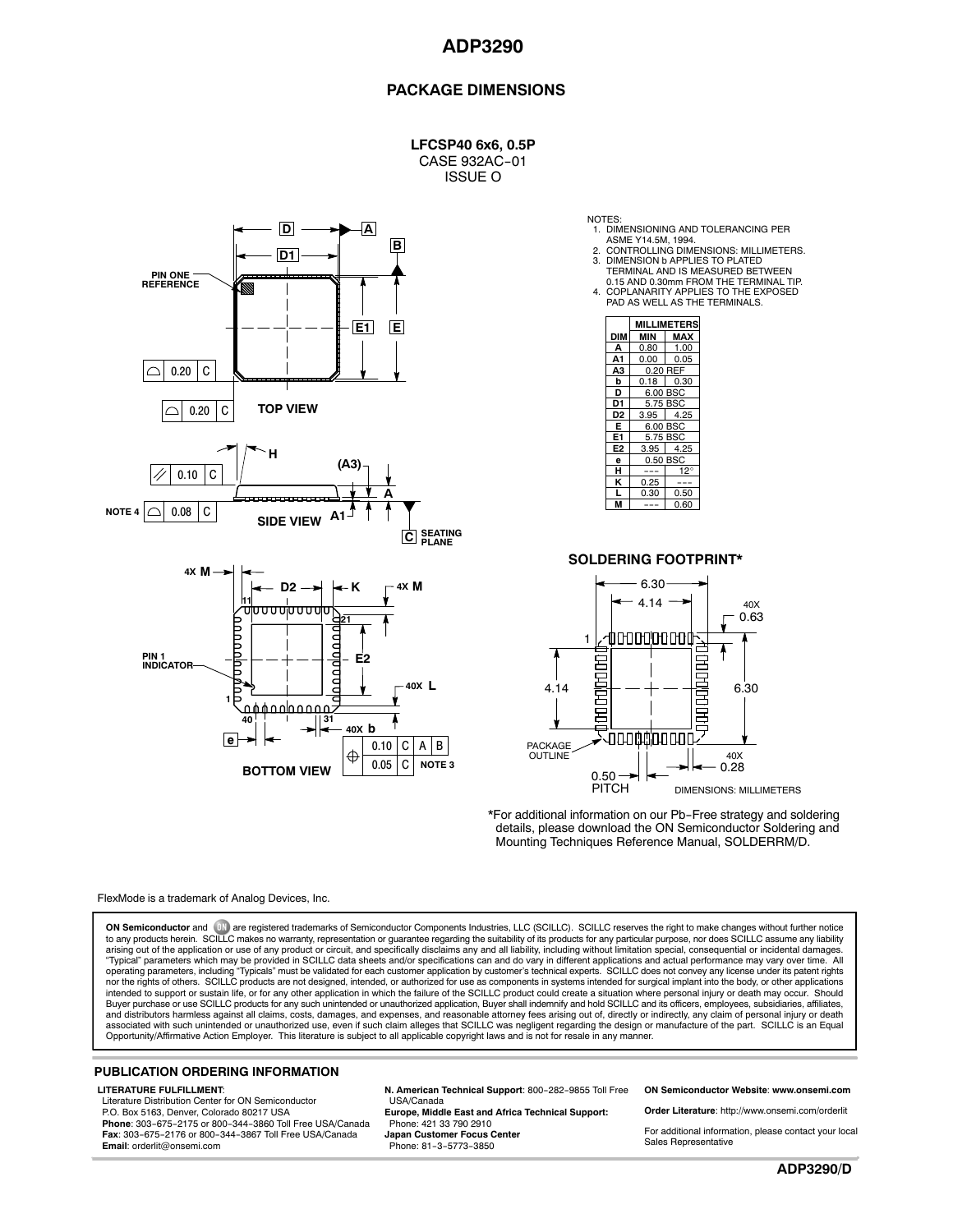## PACKAGE DIMENSIONS

**LFCSP40 6x6, 0.5P**
CASE 932AC−01
ISSUE O

TOP VIEW

SIDE VIEW

BOTTOM VIEW

NOTES:
1. DIMENSIONING AND TOLERANCING PER ASME Y14.5M, 1994.
2. CONTROLLING DIMENSIONS: MILLIMETERS.
3. DIMENSION b APPLIES TO PLATED TERMINAL AND IS MEASURED BETWEEN 0.15 AND 0.30mm FROM THE TERMINAL TIP.
4. COPLANARITY APPLIES TO THE EXPOSED PAD AS WELL AS THE TERMINALS.

| | MILLIMETERS | |
|---|---|---|
| DIM | MIN | MAX |
| A | 0.80 | 1.00 |
| A1 | 0.00 | 0.05 |
| A3 | 0.20 REF | |
| b | 0.18 | 0.30 |
| D | 6.00 BSC | |
| D1 | 5.75 BSC | |
| D2 | 3.95 | 4.25 |
| E | 6.00 BSC | |
| E1 | 5.75 BSC | |
| E2 | 3.95 | 4.25 |
| e | 0.50 BSC | |
| H | --- | 12° |
| K | 0.25 | --- |
| L | 0.30 | 0.50 |
| M | --- | 0.60 |

**SOLDERING FOOTPRINT***

DIMENSIONS: MILLIMETERS

*For additional information on our Pb−Free strategy and soldering details, please download the ON Semiconductor Soldering and Mounting Techniques Reference Manual, SOLDERRM/D.

FlexMode is a trademark of Analog Devices, Inc.

**ON Semiconductor** and ON are registered trademarks of Semiconductor Components Industries, LLC (SCILLC). SCILLC reserves the right to make changes without further notice to any products herein. SCILLC makes no warranty, representation or guarantee regarding the suitability of its products for any particular purpose, nor does SCILLC assume any liability arising out of the application or use of any product or circuit, and specifically disclaims any and all liability, including without limitation special, consequential or incidental damages. "Typical" parameters which may be provided in SCILLC data sheets and/or specifications can and do vary in different applications and actual performance may vary over time. All operating parameters, including "Typicals" must be validated for each customer application by customer's technical experts. SCILLC does not convey any license under its patent rights nor the rights of others. SCILLC products are not designed, intended, or authorized for use as components in systems intended for surgical implant into the body, or other applications intended to support or sustain life, or for any other application in which the failure of the SCILLC product could create a situation where personal injury or death may occur. Should Buyer purchase or use SCILLC products for any such unintended or unauthorized application, Buyer shall indemnify and hold SCILLC and its officers, employees, subsidiaries, affiliates, and distributors harmless against all claims, costs, damages, and expenses, and reasonable attorney fees arising out of, directly or indirectly, any claim of personal injury or death associated with such unintended or unauthorized use, even if such claim alleges that SCILLC was negligent regarding the design or manufacture of the part. SCILLC is an Equal Opportunity/Affirmative Action Employer. This literature is subject to all applicable copyright laws and is not for resale in any manner.

### PUBLICATION ORDERING INFORMATION

**LITERATURE FULFILLMENT**:
Literature Distribution Center for ON Semiconductor
P.O. Box 5163, Denver, Colorado 80217 USA
**Phone**: 303−675−2175 or 800−344−3860 Toll Free USA/Canada
**Fax**: 303−675−2176 or 800−344−3867 Toll Free USA/Canada
**Email**: orderlit@onsemi.com

**N. American Technical Support**: 800−282−9855 Toll Free USA/Canada
**Europe, Middle East and Africa Technical Support:**
Phone: 421 33 790 2910
**Japan Customer Focus Center**
Phone: 81−3−5773−3850

**ON Semiconductor Website**: **www.onsemi.com**

**Order Literature**: http://www.onsemi.com/orderlit

For additional information, please contact your local Sales Representative

**ADP3290/D**